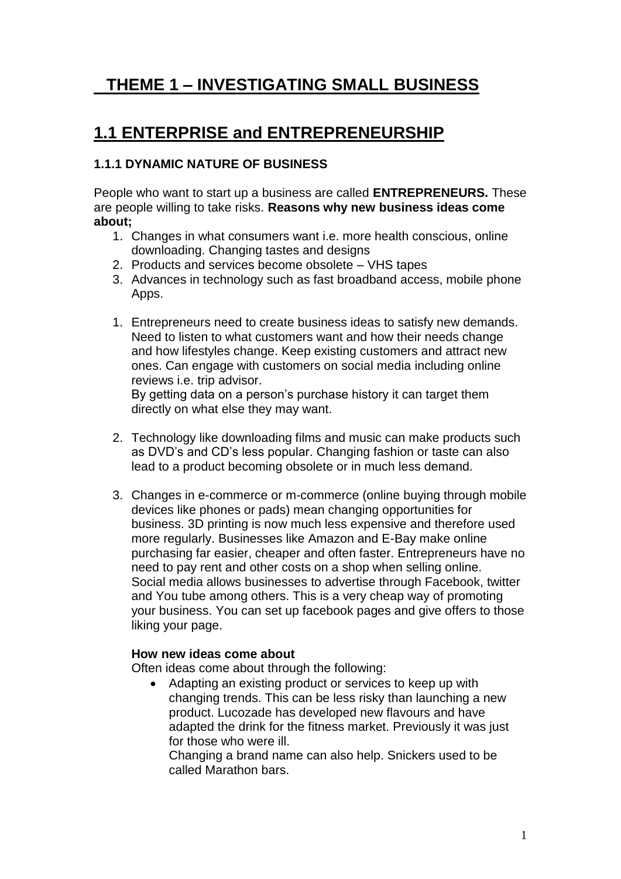# THEME 1 – INVESTIGATING SMALL BUSINESS

## 1.1 ENTERPRISE and ENTREPRENEURSHIP

### 1.1.1 DYNAMIC NATURE OF BUSINESS

People who want to start up a business are called **ENTREPRENEURS.** These are people willing to take risks. **Reasons why new business ideas come about;**

1. Changes in what consumers want i.e. more health conscious, online downloading. Changing tastes and designs
2. Products and services become obsolete – VHS tapes
3. Advances in technology such as fast broadband access, mobile phone Apps.

1. Entrepreneurs need to create business ideas to satisfy new demands. Need to listen to what customers want and how their needs change and how lifestyles change. Keep existing customers and attract new ones. Can engage with customers on social media including online reviews i.e. trip advisor.
   By getting data on a person's purchase history it can target them directly on what else they may want.

2. Technology like downloading films and music can make products such as DVD's and CD's less popular. Changing fashion or taste can also lead to a product becoming obsolete or in much less demand.

3. Changes in e-commerce or m-commerce (online buying through mobile devices like phones or pads) mean changing opportunities for business. 3D printing is now much less expensive and therefore used more regularly. Businesses like Amazon and E-Bay make online purchasing far easier, cheaper and often faster. Entrepreneurs have no need to pay rent and other costs on a shop when selling online. Social media allows businesses to advertise through Facebook, twitter and You tube among others. This is a very cheap way of promoting your business. You can set up facebook pages and give offers to those liking your page.

   **How new ideas come about**

   Often ideas come about through the following:

   - Adapting an existing product or services to keep up with changing trends. This can be less risky than launching a new product. Lucozade has developed new flavours and have adapted the drink for the fitness market. Previously it was just for those who were ill.
     Changing a brand name can also help. Snickers used to be called Marathon bars.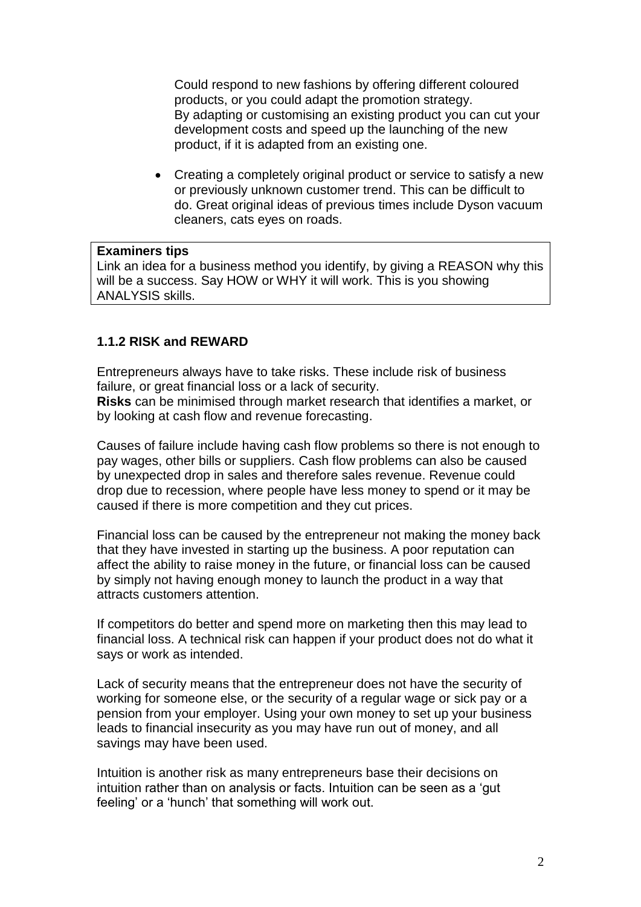Could respond to new fashions by offering different coloured products, or you could adapt the promotion strategy. By adapting or customising an existing product you can cut your development costs and speed up the launching of the new product, if it is adapted from an existing one.

- Creating a completely original product or service to satisfy a new or previously unknown customer trend. This can be difficult to do. Great original ideas of previous times include Dyson vacuum cleaners, cats eyes on roads.

> **Examiners tips**
> Link an idea for a business method you identify, by giving a REASON why this will be a success. Say HOW or WHY it will work. This is you showing ANALYSIS skills.

### 1.1.2 RISK and REWARD

Entrepreneurs always have to take risks. These include risk of business failure, or great financial loss or a lack of security.
**Risks** can be minimised through market research that identifies a market, or by looking at cash flow and revenue forecasting.

Causes of failure include having cash flow problems so there is not enough to pay wages, other bills or suppliers. Cash flow problems can also be caused by unexpected drop in sales and therefore sales revenue. Revenue could drop due to recession, where people have less money to spend or it may be caused if there is more competition and they cut prices.

Financial loss can be caused by the entrepreneur not making the money back that they have invested in starting up the business. A poor reputation can affect the ability to raise money in the future, or financial loss can be caused by simply not having enough money to launch the product in a way that attracts customers attention.

If competitors do better and spend more on marketing then this may lead to financial loss. A technical risk can happen if your product does not do what it says or work as intended.

Lack of security means that the entrepreneur does not have the security of working for someone else, or the security of a regular wage or sick pay or a pension from your employer. Using your own money to set up your business leads to financial insecurity as you may have run out of money, and all savings may have been used.

Intuition is another risk as many entrepreneurs base their decisions on intuition rather than on analysis or facts. Intuition can be seen as a 'gut feeling' or a 'hunch' that something will work out.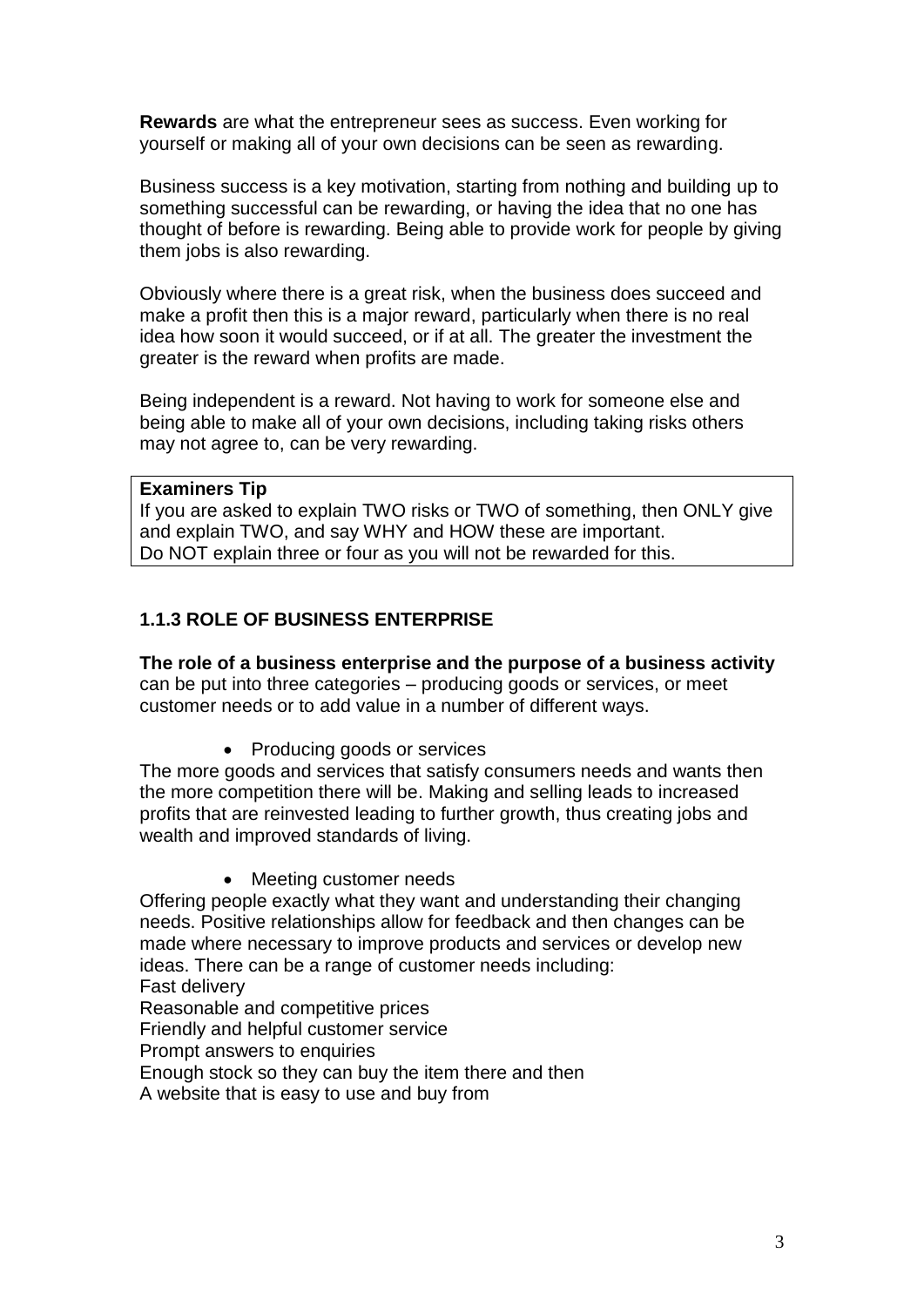**Rewards** are what the entrepreneur sees as success. Even working for yourself or making all of your own decisions can be seen as rewarding.

Business success is a key motivation, starting from nothing and building up to something successful can be rewarding, or having the idea that no one has thought of before is rewarding. Being able to provide work for people by giving them jobs is also rewarding.

Obviously where there is a great risk, when the business does succeed and make a profit then this is a major reward, particularly when there is no real idea how soon it would succeed, or if at all. The greater the investment the greater is the reward when profits are made.

Being independent is a reward. Not having to work for someone else and being able to make all of your own decisions, including taking risks others may not agree to, can be very rewarding.

> **Examiners Tip**
> If you are asked to explain TWO risks or TWO of something, then ONLY give and explain TWO, and say WHY and HOW these are important.
> Do NOT explain three or four as you will not be rewarded for this.

### 1.1.3 ROLE OF BUSINESS ENTERPRISE

**The role of a business enterprise and the purpose of a business activity** can be put into three categories – producing goods or services, or meet customer needs or to add value in a number of different ways.

- Producing goods or services

The more goods and services that satisfy consumers needs and wants then the more competition there will be. Making and selling leads to increased profits that are reinvested leading to further growth, thus creating jobs and wealth and improved standards of living.

- Meeting customer needs

Offering people exactly what they want and understanding their changing needs. Positive relationships allow for feedback and then changes can be made where necessary to improve products and services or develop new ideas. There can be a range of customer needs including:
Fast delivery
Reasonable and competitive prices
Friendly and helpful customer service
Prompt answers to enquiries
Enough stock so they can buy the item there and then
A website that is easy to use and buy from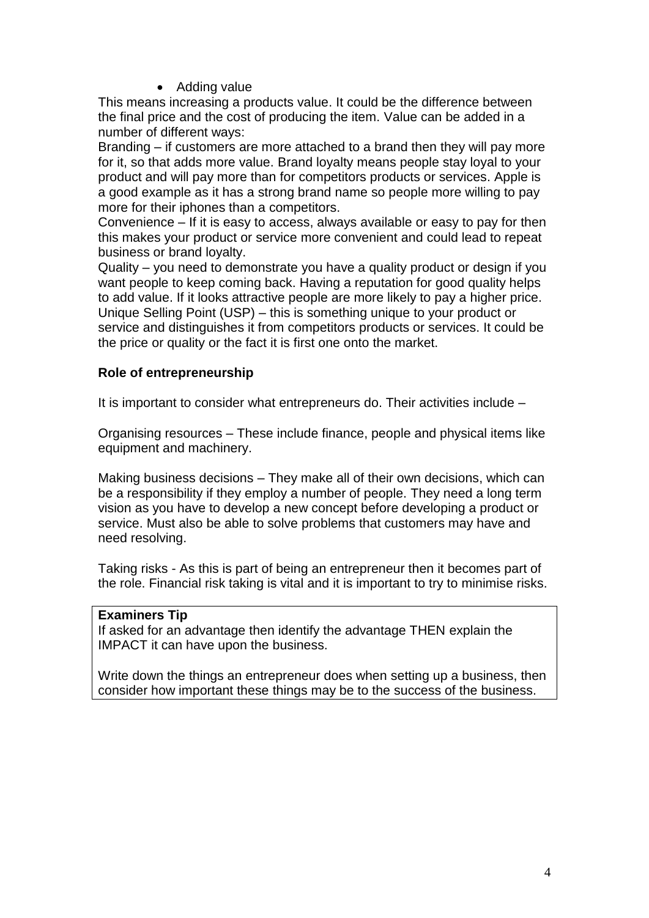- Adding value

This means increasing a products value. It could be the difference between the final price and the cost of producing the item. Value can be added in a number of different ways:

Branding – if customers are more attached to a brand then they will pay more for it, so that adds more value. Brand loyalty means people stay loyal to your product and will pay more than for competitors products or services. Apple is a good example as it has a strong brand name so people more willing to pay more for their iphones than a competitors.

Convenience – If it is easy to access, always available or easy to pay for then this makes your product or service more convenient and could lead to repeat business or brand loyalty.

Quality – you need to demonstrate you have a quality product or design if you want people to keep coming back. Having a reputation for good quality helps to add value. If it looks attractive people are more likely to pay a higher price.

Unique Selling Point (USP) – this is something unique to your product or service and distinguishes it from competitors products or services. It could be the price or quality or the fact it is first one onto the market.

**Role of entrepreneurship**

It is important to consider what entrepreneurs do. Their activities include –

Organising resources – These include finance, people and physical items like equipment and machinery.

Making business decisions – They make all of their own decisions, which can be a responsibility if they employ a number of people. They need a long term vision as you have to develop a new concept before developing a product or service. Must also be able to solve problems that customers may have and need resolving.

Taking risks - As this is part of being an entrepreneur then it becomes part of the role. Financial risk taking is vital and it is important to try to minimise risks.

**Examiners Tip**

If asked for an advantage then identify the advantage THEN explain the IMPACT it can have upon the business.

Write down the things an entrepreneur does when setting up a business, then consider how important these things may be to the success of the business.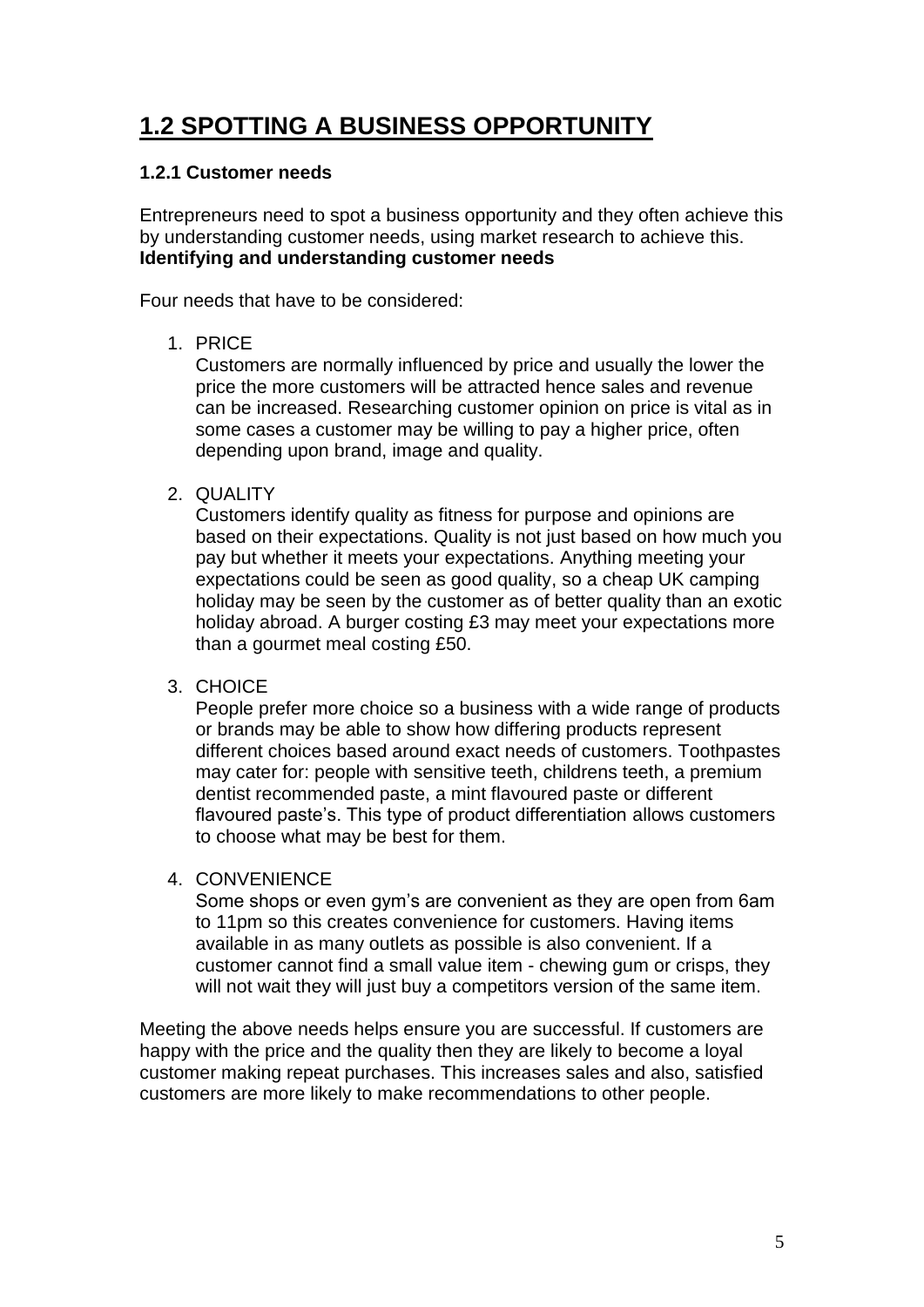# 1.2 SPOTTING A BUSINESS OPPORTUNITY

### 1.2.1 Customer needs

Entrepreneurs need to spot a business opportunity and they often achieve this by understanding customer needs, using market research to achieve this.
**Identifying and understanding customer needs**

Four needs that have to be considered:

1. PRICE
   Customers are normally influenced by price and usually the lower the price the more customers will be attracted hence sales and revenue can be increased. Researching customer opinion on price is vital as in some cases a customer may be willing to pay a higher price, often depending upon brand, image and quality.

2. QUALITY
   Customers identify quality as fitness for purpose and opinions are based on their expectations. Quality is not just based on how much you pay but whether it meets your expectations. Anything meeting your expectations could be seen as good quality, so a cheap UK camping holiday may be seen by the customer as of better quality than an exotic holiday abroad. A burger costing £3 may meet your expectations more than a gourmet meal costing £50.

3. CHOICE
   People prefer more choice so a business with a wide range of products or brands may be able to show how differing products represent different choices based around exact needs of customers. Toothpastes may cater for: people with sensitive teeth, childrens teeth, a premium dentist recommended paste, a mint flavoured paste or different flavoured paste's. This type of product differentiation allows customers to choose what may be best for them.

4. CONVENIENCE
   Some shops or even gym's are convenient as they are open from 6am to 11pm so this creates convenience for customers. Having items available in as many outlets as possible is also convenient. If a customer cannot find a small value item - chewing gum or crisps, they will not wait they will just buy a competitors version of the same item.

Meeting the above needs helps ensure you are successful. If customers are happy with the price and the quality then they are likely to become a loyal customer making repeat purchases. This increases sales and also, satisfied customers are more likely to make recommendations to other people.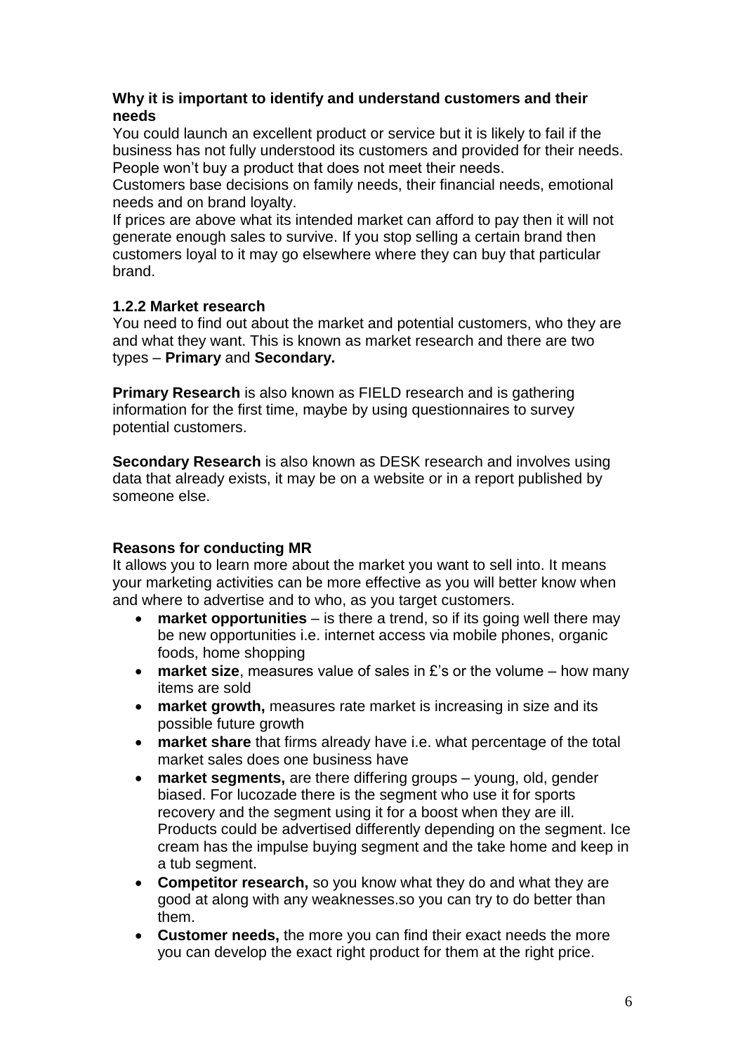### Why it is important to identify and understand customers and their needs

You could launch an excellent product or service but it is likely to fail if the business has not fully understood its customers and provided for their needs. People won't buy a product that does not meet their needs.

Customers base decisions on family needs, their financial needs, emotional needs and on brand loyalty.

If prices are above what its intended market can afford to pay then it will not generate enough sales to survive. If you stop selling a certain brand then customers loyal to it may go elsewhere where they can buy that particular brand.

### 1.2.2 Market research

You need to find out about the market and potential customers, who they are and what they want. This is known as market research and there are two types – **Primary** and **Secondary.**

**Primary Research** is also known as FIELD research and is gathering information for the first time, maybe by using questionnaires to survey potential customers.

**Secondary Research** is also known as DESK research and involves using data that already exists, it may be on a website or in a report published by someone else.

### Reasons for conducting MR

It allows you to learn more about the market you want to sell into. It means your marketing activities can be more effective as you will better know when and where to advertise and to who, as you target customers.

- **market opportunities** – is there a trend, so if its going well there may be new opportunities i.e. internet access via mobile phones, organic foods, home shopping
- **market size**, measures value of sales in £'s or the volume – how many items are sold
- **market growth,** measures rate market is increasing in size and its possible future growth
- **market share** that firms already have i.e. what percentage of the total market sales does one business have
- **market segments,** are there differing groups – young, old, gender biased. For lucozade there is the segment who use it for sports recovery and the segment using it for a boost when they are ill. Products could be advertised differently depending on the segment. Ice cream has the impulse buying segment and the take home and keep in a tub segment.
- **Competitor research,** so you know what they do and what they are good at along with any weaknesses.so you can try to do better than them.
- **Customer needs,** the more you can find their exact needs the more you can develop the exact right product for them at the right price.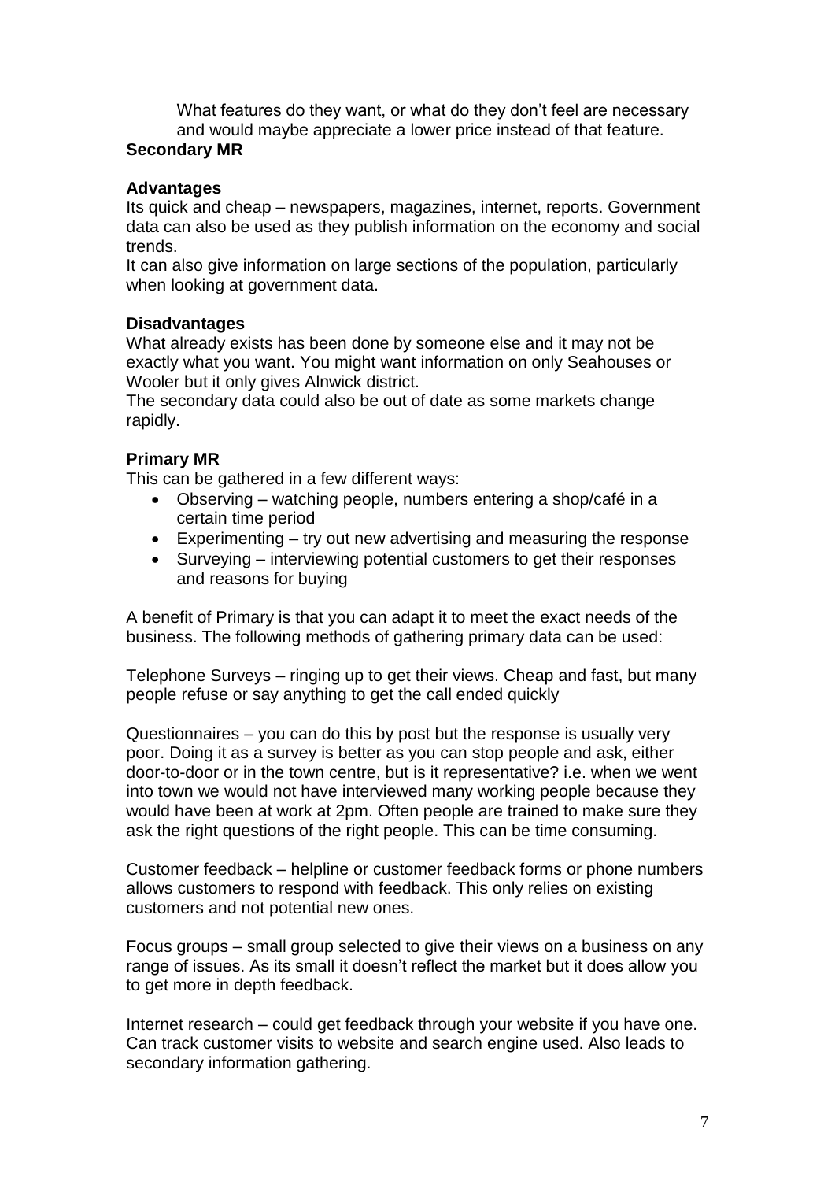What features do they want, or what do they don't feel are necessary and would maybe appreciate a lower price instead of that feature.

**Secondary MR**

**Advantages**

Its quick and cheap – newspapers, magazines, internet, reports. Government data can also be used as they publish information on the economy and social trends.

It can also give information on large sections of the population, particularly when looking at government data.

**Disadvantages**

What already exists has been done by someone else and it may not be exactly what you want. You might want information on only Seahouses or Wooler but it only gives Alnwick district.

The secondary data could also be out of date as some markets change rapidly.

**Primary MR**

This can be gathered in a few different ways:

- Observing – watching people, numbers entering a shop/café in a certain time period
- Experimenting – try out new advertising and measuring the response
- Surveying – interviewing potential customers to get their responses and reasons for buying

A benefit of Primary is that you can adapt it to meet the exact needs of the business. The following methods of gathering primary data can be used:

Telephone Surveys – ringing up to get their views. Cheap and fast, but many people refuse or say anything to get the call ended quickly

Questionnaires – you can do this by post but the response is usually very poor. Doing it as a survey is better as you can stop people and ask, either door-to-door or in the town centre, but is it representative? i.e. when we went into town we would not have interviewed many working people because they would have been at work at 2pm. Often people are trained to make sure they ask the right questions of the right people. This can be time consuming.

Customer feedback – helpline or customer feedback forms or phone numbers allows customers to respond with feedback. This only relies on existing customers and not potential new ones.

Focus groups – small group selected to give their views on a business on any range of issues. As its small it doesn't reflect the market but it does allow you to get more in depth feedback.

Internet research – could get feedback through your website if you have one. Can track customer visits to website and search engine used. Also leads to secondary information gathering.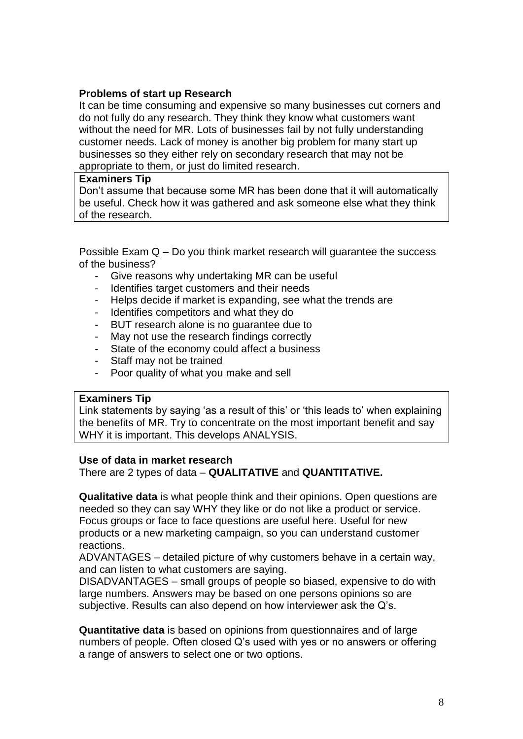**Problems of start up Research**

It can be time consuming and expensive so many businesses cut corners and do not fully do any research. They think they know what customers want without the need for MR. Lots of businesses fail by not fully understanding customer needs. Lack of money is another big problem for many start up businesses so they either rely on secondary research that may not be appropriate to them, or just do limited research.

**Examiners Tip**

Don't assume that because some MR has been done that it will automatically be useful. Check how it was gathered and ask someone else what they think of the research.

Possible Exam Q – Do you think market research will guarantee the success of the business?

- Give reasons why undertaking MR can be useful
- Identifies target customers and their needs
- Helps decide if market is expanding, see what the trends are
- Identifies competitors and what they do
- BUT research alone is no guarantee due to
- May not use the research findings correctly
- State of the economy could affect a business
- Staff may not be trained
- Poor quality of what you make and sell

**Examiners Tip**

Link statements by saying 'as a result of this' or 'this leads to' when explaining the benefits of MR. Try to concentrate on the most important benefit and say WHY it is important. This develops ANALYSIS.

**Use of data in market research**

There are 2 types of data – **QUALITATIVE** and **QUANTITATIVE.**

**Qualitative data** is what people think and their opinions. Open questions are needed so they can say WHY they like or do not like a product or service. Focus groups or face to face questions are useful here. Useful for new products or a new marketing campaign, so you can understand customer reactions.

ADVANTAGES – detailed picture of why customers behave in a certain way, and can listen to what customers are saying.

DISADVANTAGES – small groups of people so biased, expensive to do with large numbers. Answers may be based on one persons opinions so are subjective. Results can also depend on how interviewer ask the Q's.

**Quantitative data** is based on opinions from questionnaires and of large numbers of people. Often closed Q's used with yes or no answers or offering a range of answers to select one or two options.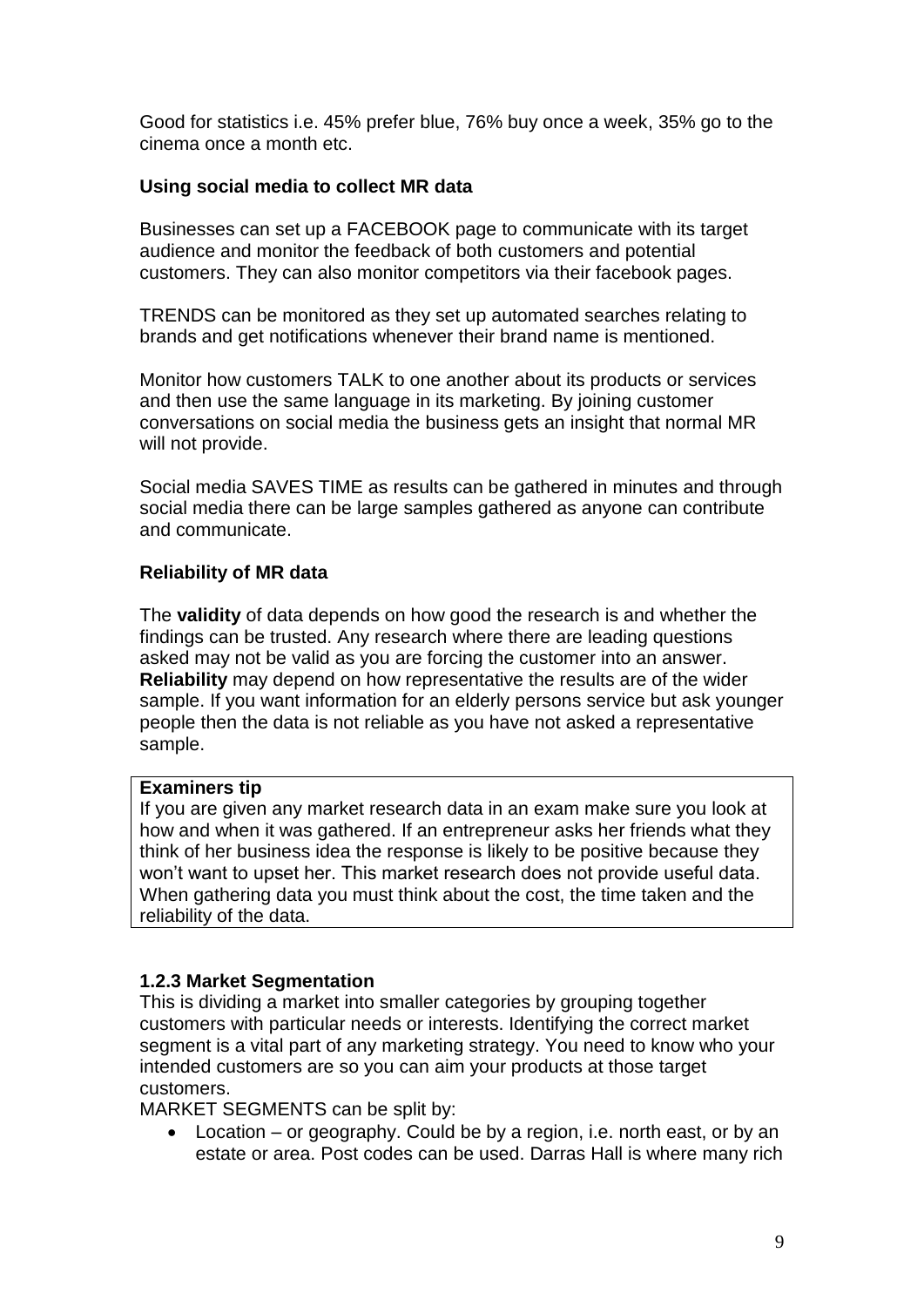Good for statistics i.e. 45% prefer blue, 76% buy once a week, 35% go to the cinema once a month etc.

**Using social media to collect MR data**

Businesses can set up a FACEBOOK page to communicate with its target audience and monitor the feedback of both customers and potential customers. They can also monitor competitors via their facebook pages.

TRENDS can be monitored as they set up automated searches relating to brands and get notifications whenever their brand name is mentioned.

Monitor how customers TALK to one another about its products or services and then use the same language in its marketing. By joining customer conversations on social media the business gets an insight that normal MR will not provide.

Social media SAVES TIME as results can be gathered in minutes and through social media there can be large samples gathered as anyone can contribute and communicate.

**Reliability of MR data**

The **validity** of data depends on how good the research is and whether the findings can be trusted. Any research where there are leading questions asked may not be valid as you are forcing the customer into an answer. **Reliability** may depend on how representative the results are of the wider sample. If you want information for an elderly persons service but ask younger people then the data is not reliable as you have not asked a representative sample.

> **Examiners tip**
> If you are given any market research data in an exam make sure you look at how and when it was gathered. If an entrepreneur asks her friends what they think of her business idea the response is likely to be positive because they won't want to upset her. This market research does not provide useful data. When gathering data you must think about the cost, the time taken and the reliability of the data.

**1.2.3 Market Segmentation**

This is dividing a market into smaller categories by grouping together customers with particular needs or interests. Identifying the correct market segment is a vital part of any marketing strategy. You need to know who your intended customers are so you can aim your products at those target customers.

MARKET SEGMENTS can be split by:

- Location – or geography. Could be by a region, i.e. north east, or by an estate or area. Post codes can be used. Darras Hall is where many rich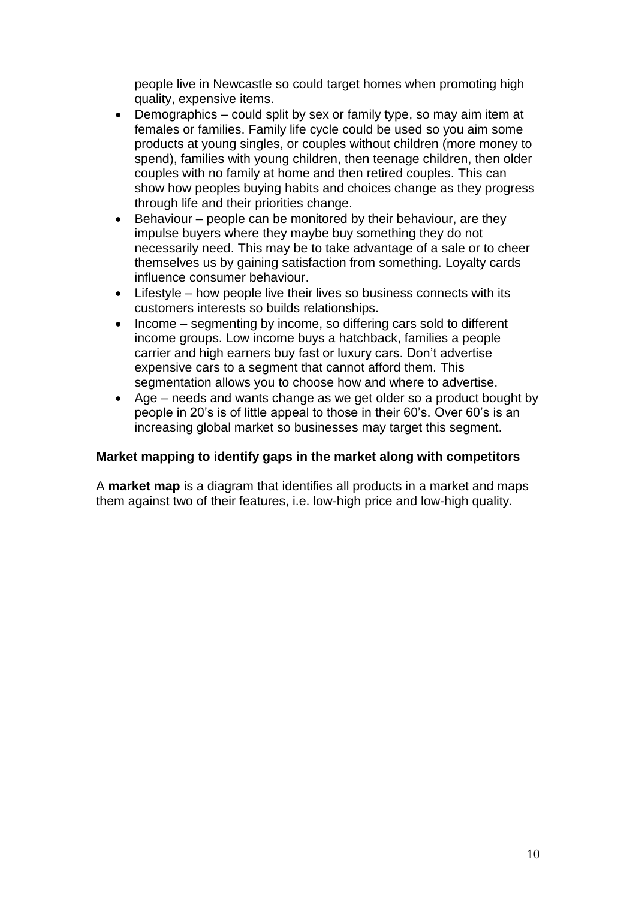people live in Newcastle so could target homes when promoting high quality, expensive items.

- Demographics – could split by sex or family type, so may aim item at females or families. Family life cycle could be used so you aim some products at young singles, or couples without children (more money to spend), families with young children, then teenage children, then older couples with no family at home and then retired couples. This can show how peoples buying habits and choices change as they progress through life and their priorities change.
- Behaviour – people can be monitored by their behaviour, are they impulse buyers where they maybe buy something they do not necessarily need. This may be to take advantage of a sale or to cheer themselves us by gaining satisfaction from something. Loyalty cards influence consumer behaviour.
- Lifestyle – how people live their lives so business connects with its customers interests so builds relationships.
- Income – segmenting by income, so differing cars sold to different income groups. Low income buys a hatchback, families a people carrier and high earners buy fast or luxury cars. Don't advertise expensive cars to a segment that cannot afford them. This segmentation allows you to choose how and where to advertise.
- Age – needs and wants change as we get older so a product bought by people in 20's is of little appeal to those in their 60's. Over 60's is an increasing global market so businesses may target this segment.

**Market mapping to identify gaps in the market along with competitors**

A **market map** is a diagram that identifies all products in a market and maps them against two of their features, i.e. low-high price and low-high quality.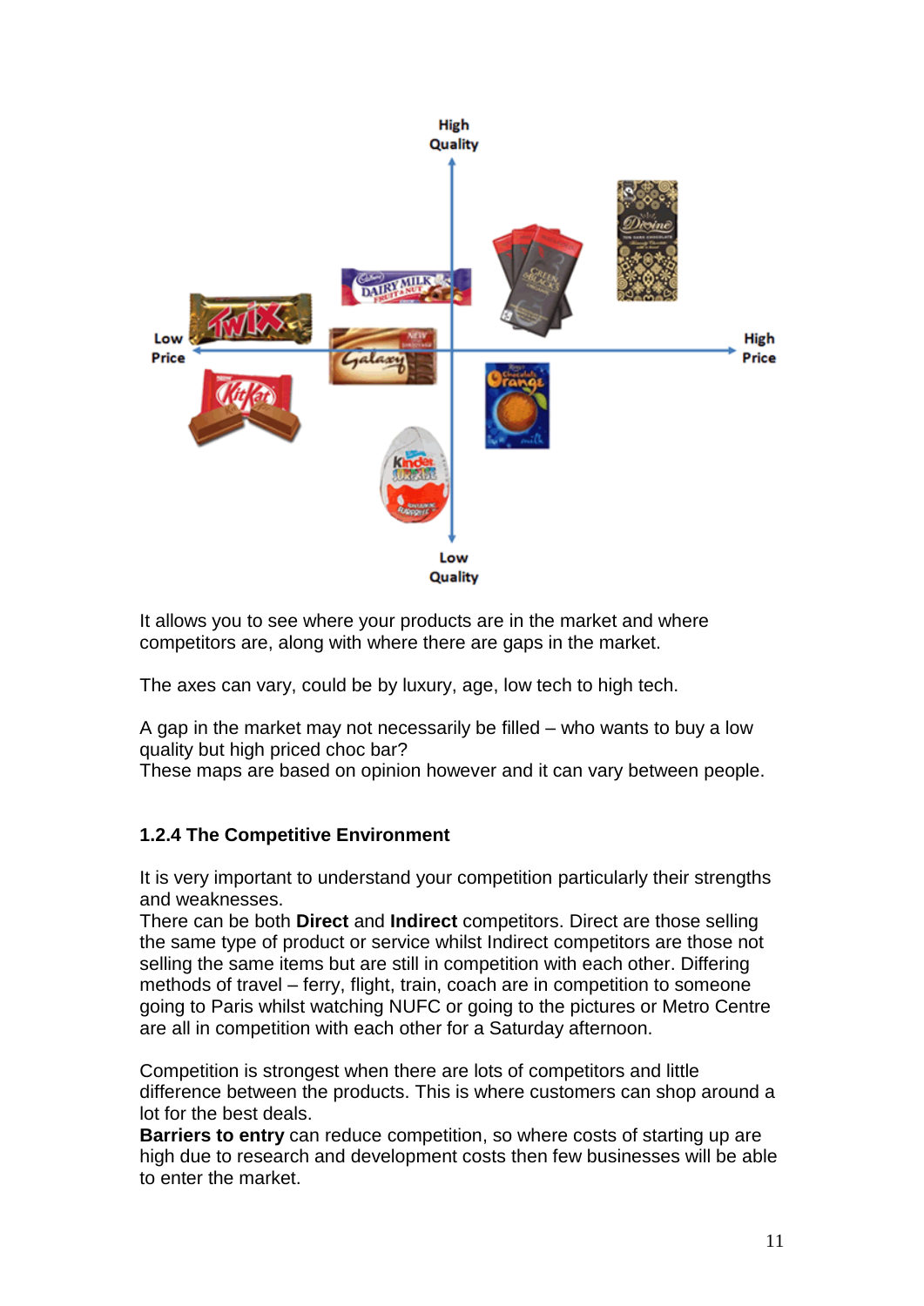High Quality

Low Price

High Price

Low Quality

It allows you to see where your products are in the market and where competitors are, along with where there are gaps in the market.

The axes can vary, could be by luxury, age, low tech to high tech.

A gap in the market may not necessarily be filled – who wants to buy a low quality but high priced choc bar?
These maps are based on opinion however and it can vary between people.

### 1.2.4 The Competitive Environment

It is very important to understand your competition particularly their strengths and weaknesses.
There can be both **Direct** and **Indirect** competitors. Direct are those selling the same type of product or service whilst Indirect competitors are those not selling the same items but are still in competition with each other. Differing methods of travel – ferry, flight, train, coach are in competition to someone going to Paris whilst watching NUFC or going to the pictures or Metro Centre are all in competition with each other for a Saturday afternoon.

Competition is strongest when there are lots of competitors and little difference between the products. This is where customers can shop around a lot for the best deals.
**Barriers to entry** can reduce competition, so where costs of starting up are high due to research and development costs then few businesses will be able to enter the market.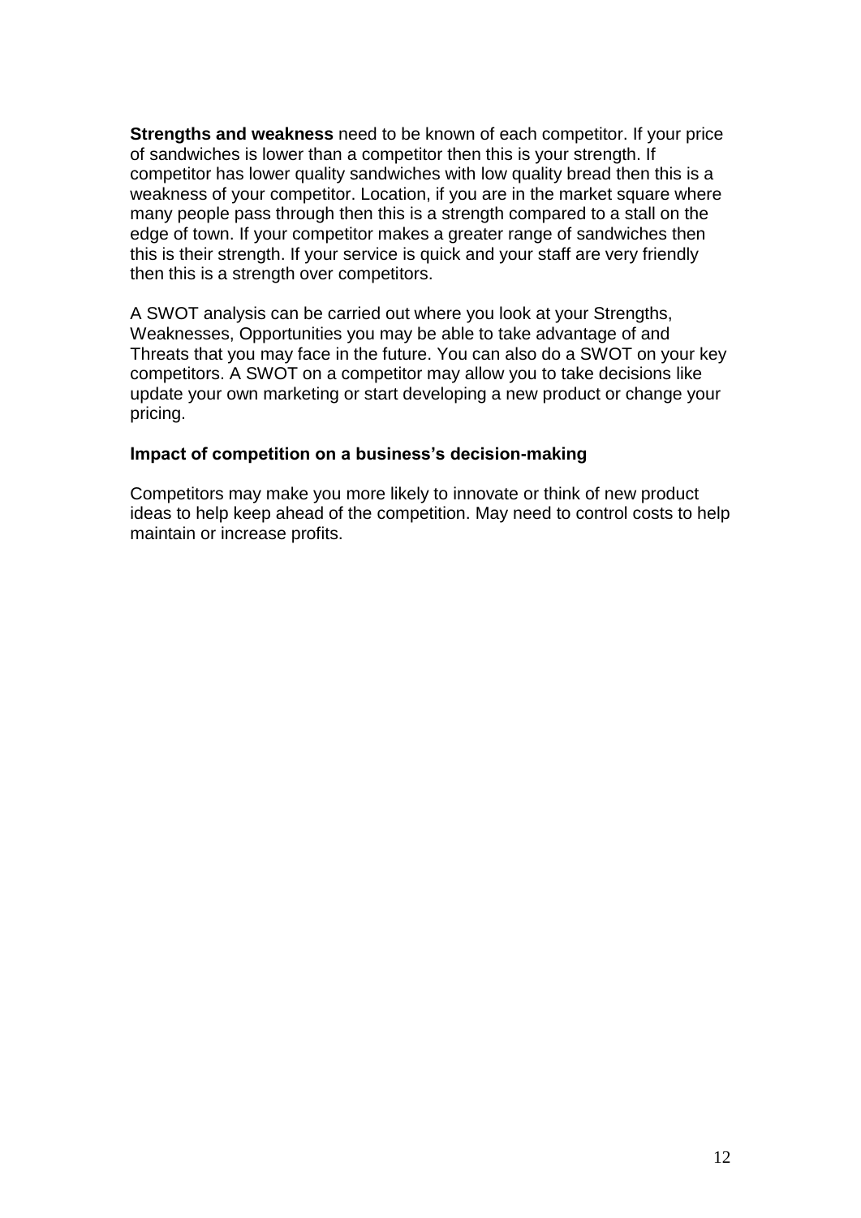**Strengths and weakness** need to be known of each competitor. If your price of sandwiches is lower than a competitor then this is your strength. If competitor has lower quality sandwiches with low quality bread then this is a weakness of your competitor. Location, if you are in the market square where many people pass through then this is a strength compared to a stall on the edge of town. If your competitor makes a greater range of sandwiches then this is their strength. If your service is quick and your staff are very friendly then this is a strength over competitors.

A SWOT analysis can be carried out where you look at your Strengths, Weaknesses, Opportunities you may be able to take advantage of and Threats that you may face in the future. You can also do a SWOT on your key competitors. A SWOT on a competitor may allow you to take decisions like update your own marketing or start developing a new product or change your pricing.

### Impact of competition on a business's decision-making

Competitors may make you more likely to innovate or think of new product ideas to help keep ahead of the competition. May need to control costs to help maintain or increase profits.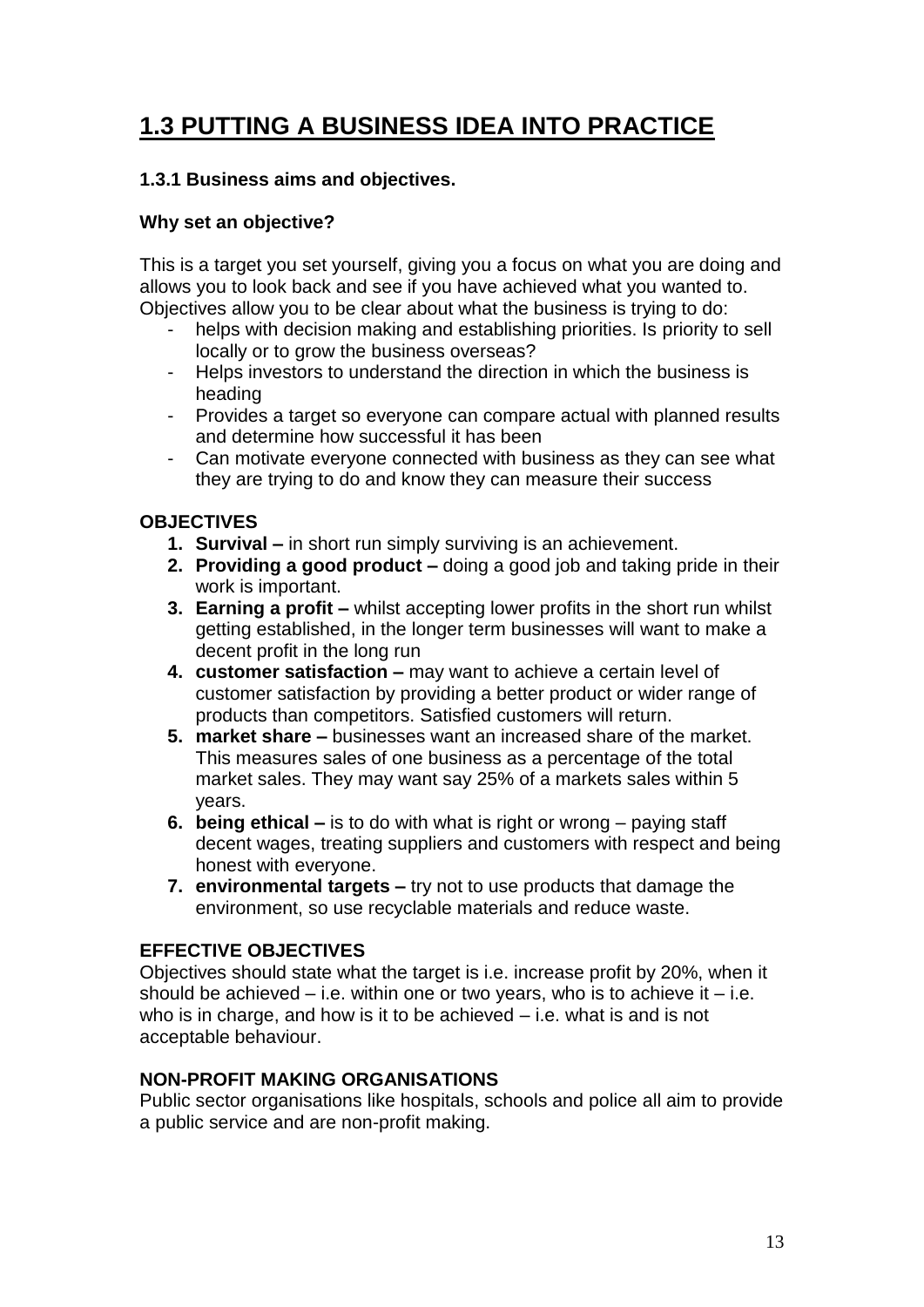# 1.3 PUTTING A BUSINESS IDEA INTO PRACTICE

### 1.3.1 Business aims and objectives.

**Why set an objective?**

This is a target you set yourself, giving you a focus on what you are doing and allows you to look back and see if you have achieved what you wanted to. Objectives allow you to be clear about what the business is trying to do:

- helps with decision making and establishing priorities. Is priority to sell locally or to grow the business overseas?
- Helps investors to understand the direction in which the business is heading
- Provides a target so everyone can compare actual with planned results and determine how successful it has been
- Can motivate everyone connected with business as they can see what they are trying to do and know they can measure their success

**OBJECTIVES**

1. **Survival –** in short run simply surviving is an achievement.
2. **Providing a good product –** doing a good job and taking pride in their work is important.
3. **Earning a profit –** whilst accepting lower profits in the short run whilst getting established, in the longer term businesses will want to make a decent profit in the long run
4. **customer satisfaction –** may want to achieve a certain level of customer satisfaction by providing a better product or wider range of products than competitors. Satisfied customers will return.
5. **market share –** businesses want an increased share of the market. This measures sales of one business as a percentage of the total market sales. They may want say 25% of a markets sales within 5 years.
6. **being ethical –** is to do with what is right or wrong – paying staff decent wages, treating suppliers and customers with respect and being honest with everyone.
7. **environmental targets –** try not to use products that damage the environment, so use recyclable materials and reduce waste.

**EFFECTIVE OBJECTIVES**

Objectives should state what the target is i.e. increase profit by 20%, when it should be achieved – i.e. within one or two years, who is to achieve it – i.e. who is in charge, and how is it to be achieved – i.e. what is and is not acceptable behaviour.

**NON-PROFIT MAKING ORGANISATIONS**

Public sector organisations like hospitals, schools and police all aim to provide a public service and are non-profit making.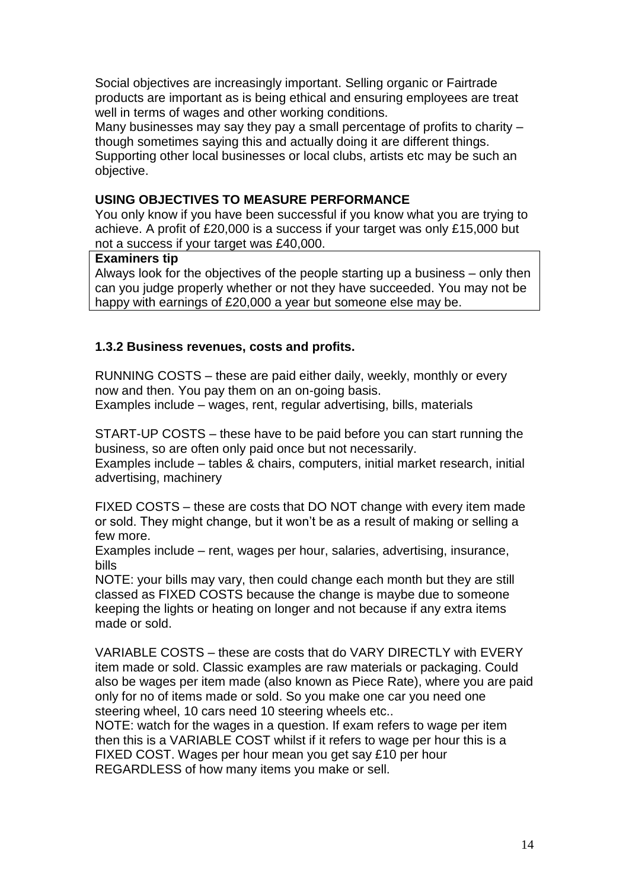Social objectives are increasingly important. Selling organic or Fairtrade products are important as is being ethical and ensuring employees are treat well in terms of wages and other working conditions.

Many businesses may say they pay a small percentage of profits to charity – though sometimes saying this and actually doing it are different things.

Supporting other local businesses or local clubs, artists etc may be such an objective.

### USING OBJECTIVES TO MEASURE PERFORMANCE

You only know if you have been successful if you know what you are trying to achieve. A profit of £20,000 is a success if your target was only £15,000 but not a success if your target was £40,000.

**Examiners tip**

Always look for the objectives of the people starting up a business – only then can you judge properly whether or not they have succeeded. You may not be happy with earnings of £20,000 a year but someone else may be.

### 1.3.2 Business revenues, costs and profits.

RUNNING COSTS – these are paid either daily, weekly, monthly or every now and then. You pay them on an on-going basis.

Examples include – wages, rent, regular advertising, bills, materials

START-UP COSTS – these have to be paid before you can start running the business, so are often only paid once but not necessarily.

Examples include – tables & chairs, computers, initial market research, initial advertising, machinery

FIXED COSTS – these are costs that DO NOT change with every item made or sold. They might change, but it won't be as a result of making or selling a few more.

Examples include – rent, wages per hour, salaries, advertising, insurance, bills

NOTE: your bills may vary, then could change each month but they are still classed as FIXED COSTS because the change is maybe due to someone keeping the lights or heating on longer and not because if any extra items made or sold.

VARIABLE COSTS – these are costs that do VARY DIRECTLY with EVERY item made or sold. Classic examples are raw materials or packaging. Could also be wages per item made (also known as Piece Rate), where you are paid only for no of items made or sold. So you make one car you need one steering wheel, 10 cars need 10 steering wheels etc..

NOTE: watch for the wages in a question. If exam refers to wage per item then this is a VARIABLE COST whilst if it refers to wage per hour this is a FIXED COST. Wages per hour mean you get say £10 per hour REGARDLESS of how many items you make or sell.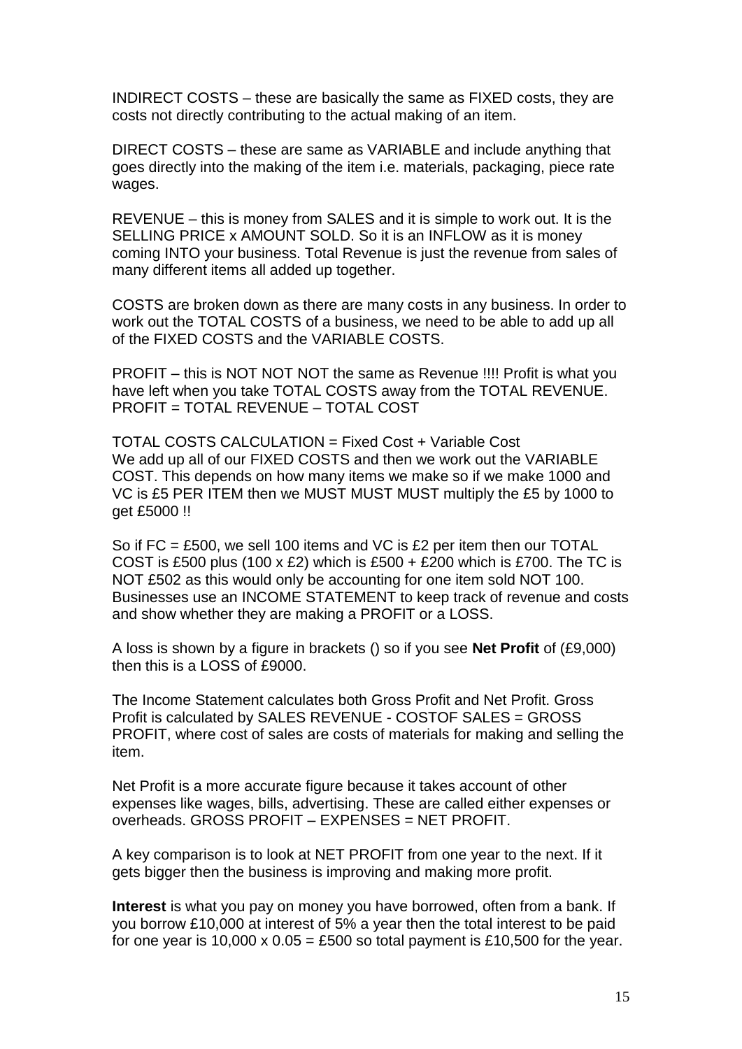INDIRECT COSTS – these are basically the same as FIXED costs, they are costs not directly contributing to the actual making of an item.

DIRECT COSTS – these are same as VARIABLE and include anything that goes directly into the making of the item i.e. materials, packaging, piece rate wages.

REVENUE – this is money from SALES and it is simple to work out. It is the SELLING PRICE x AMOUNT SOLD. So it is an INFLOW as it is money coming INTO your business. Total Revenue is just the revenue from sales of many different items all added up together.

COSTS are broken down as there are many costs in any business. In order to work out the TOTAL COSTS of a business, we need to be able to add up all of the FIXED COSTS and the VARIABLE COSTS.

PROFIT – this is NOT NOT NOT the same as Revenue !!!! Profit is what you have left when you take TOTAL COSTS away from the TOTAL REVENUE. PROFIT = TOTAL REVENUE – TOTAL COST

TOTAL COSTS CALCULATION = Fixed Cost + Variable Cost
We add up all of our FIXED COSTS and then we work out the VARIABLE COST. This depends on how many items we make so if we make 1000 and VC is £5 PER ITEM then we MUST MUST MUST multiply the £5 by 1000 to get £5000 !!

So if FC = £500, we sell 100 items and VC is £2 per item then our TOTAL COST is £500 plus (100 x £2) which is £500 + £200 which is £700. The TC is NOT £502 as this would only be accounting for one item sold NOT 100. Businesses use an INCOME STATEMENT to keep track of revenue and costs and show whether they are making a PROFIT or a LOSS.

A loss is shown by a figure in brackets () so if you see **Net Profit** of (£9,000) then this is a LOSS of £9000.

The Income Statement calculates both Gross Profit and Net Profit. Gross Profit is calculated by SALES REVENUE - COSTOF SALES = GROSS PROFIT, where cost of sales are costs of materials for making and selling the item.

Net Profit is a more accurate figure because it takes account of other expenses like wages, bills, advertising. These are called either expenses or overheads. GROSS PROFIT – EXPENSES = NET PROFIT.

A key comparison is to look at NET PROFIT from one year to the next. If it gets bigger then the business is improving and making more profit.

**Interest** is what you pay on money you have borrowed, often from a bank. If you borrow £10,000 at interest of 5% a year then the total interest to be paid for one year is 10,000 x 0.05 = £500 so total payment is £10,500 for the year.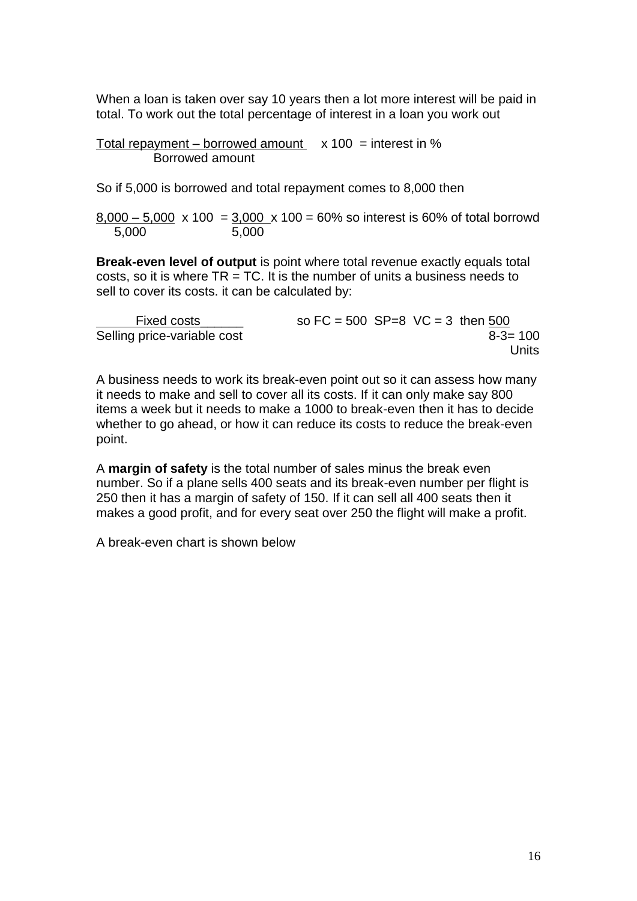When a loan is taken over say 10 years then a lot more interest will be paid in total. To work out the total percentage of interest in a loan you work out

$$\frac{\text{Total repayment – borrowed amount}}{\text{Borrowed amount}} \times 100 = \text{interest in \%}$$

So if 5,000 is borrowed and total repayment comes to 8,000 then

$\frac{8,000 – 5,000}{5,000} \times 100 = \frac{3,000}{5,000} \times 100 = 60\%$ so interest is 60% of total borrowd

**Break-even level of output** is point where total revenue exactly equals total costs, so it is where TR = TC. It is the number of units a business needs to sell to cover its costs. it can be calculated by:

$$\frac{\text{Fixed costs}}{\text{Selling price-variable cost}}$$

so FC = 500 SP=8 VC = 3 then $\frac{500}{8-3} = 100$ Units

A business needs to work its break-even point out so it can assess how many it needs to make and sell to cover all its costs. If it can only make say 800 items a week but it needs to make a 1000 to break-even then it has to decide whether to go ahead, or how it can reduce its costs to reduce the break-even point.

A **margin of safety** is the total number of sales minus the break even number. So if a plane sells 400 seats and its break-even number per flight is 250 then it has a margin of safety of 150. If it can sell all 400 seats then it makes a good profit, and for every seat over 250 the flight will make a profit.

A break-even chart is shown below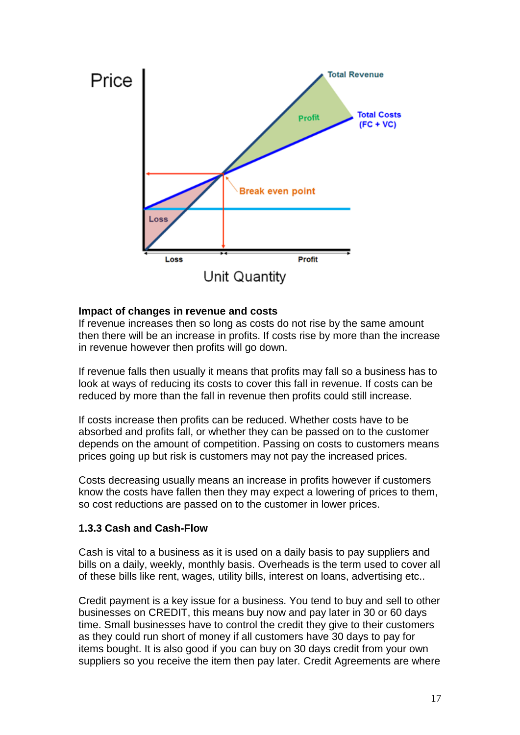Price

Total Revenue

Profit

Total Costs (FC + VC)

Break even point

Loss

Loss

Profit

Unit Quantity

**Impact of changes in revenue and costs**
If revenue increases then so long as costs do not rise by the same amount then there will be an increase in profits. If costs rise by more than the increase in revenue however then profits will go down.

If revenue falls then usually it means that profits may fall so a business has to look at ways of reducing its costs to cover this fall in revenue. If costs can be reduced by more than the fall in revenue then profits could still increase.

If costs increase then profits can be reduced. Whether costs have to be absorbed and profits fall, or whether they can be passed on to the customer depends on the amount of competition. Passing on costs to customers means prices going up but risk is customers may not pay the increased prices.

Costs decreasing usually means an increase in profits however if customers know the costs have fallen then they may expect a lowering of prices to them, so cost reductions are passed on to the customer in lower prices.

**1.3.3 Cash and Cash-Flow**

Cash is vital to a business as it is used on a daily basis to pay suppliers and bills on a daily, weekly, monthly basis. Overheads is the term used to cover all of these bills like rent, wages, utility bills, interest on loans, advertising etc..

Credit payment is a key issue for a business. You tend to buy and sell to other businesses on CREDIT, this means buy now and pay later in 30 or 60 days time. Small businesses have to control the credit they give to their customers as they could run short of money if all customers have 30 days to pay for items bought. It is also good if you can buy on 30 days credit from your own suppliers so you receive the item then pay later. Credit Agreements are where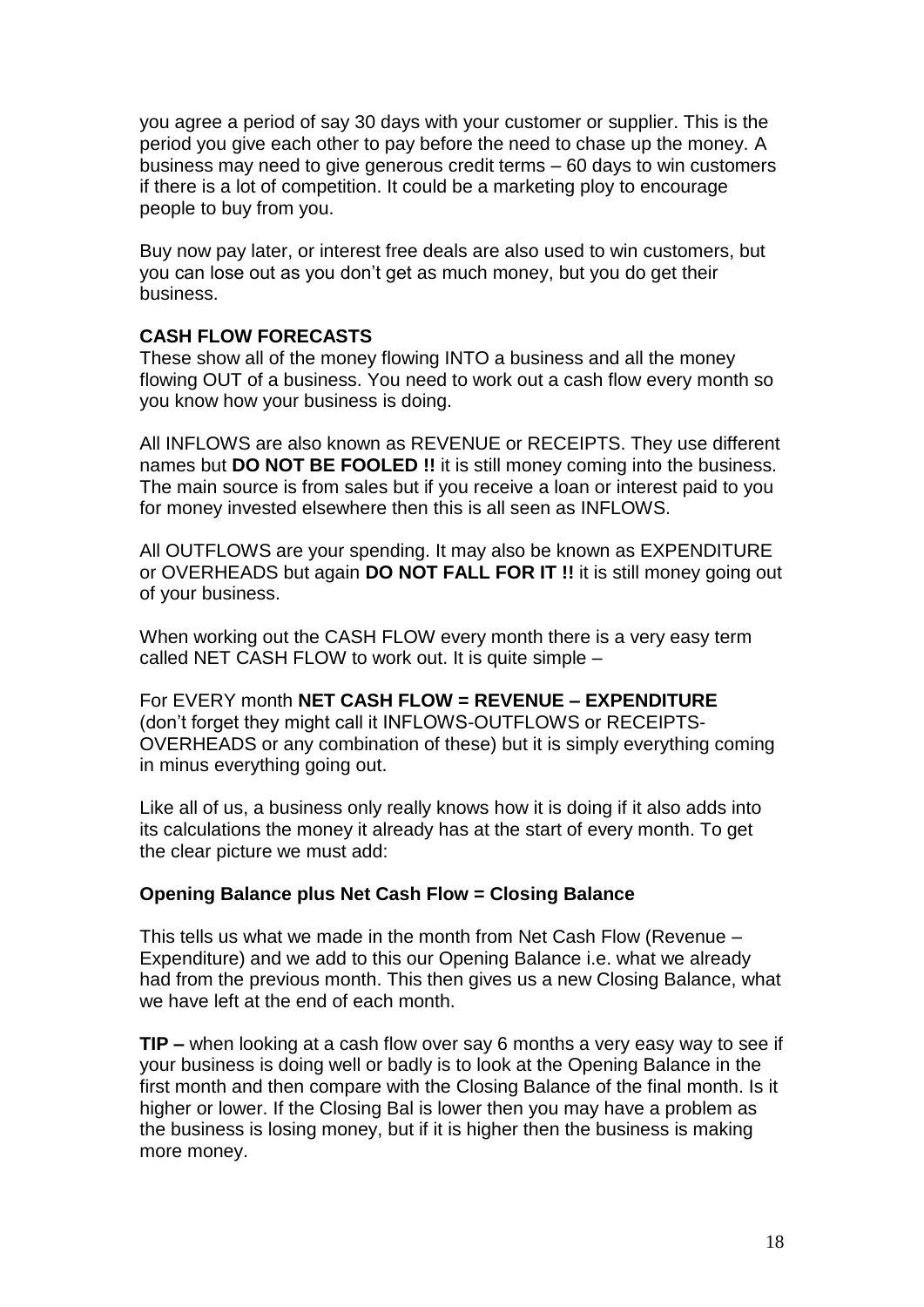you agree a period of say 30 days with your customer or supplier. This is the period you give each other to pay before the need to chase up the money. A business may need to give generous credit terms – 60 days to win customers if there is a lot of competition. It could be a marketing ploy to encourage people to buy from you.

Buy now pay later, or interest free deals are also used to win customers, but you can lose out as you don't get as much money, but you do get their business.

**CASH FLOW FORECASTS**

These show all of the money flowing INTO a business and all the money flowing OUT of a business. You need to work out a cash flow every month so you know how your business is doing.

All INFLOWS are also known as REVENUE or RECEIPTS. They use different names but **DO NOT BE FOOLED !!** it is still money coming into the business. The main source is from sales but if you receive a loan or interest paid to you for money invested elsewhere then this is all seen as INFLOWS.

All OUTFLOWS are your spending. It may also be known as EXPENDITURE or OVERHEADS but again **DO NOT FALL FOR IT !!** it is still money going out of your business.

When working out the CASH FLOW every month there is a very easy term called NET CASH FLOW to work out. It is quite simple –

For EVERY month **NET CASH FLOW = REVENUE – EXPENDITURE** (don't forget they might call it INFLOWS-OUTFLOWS or RECEIPTS-OVERHEADS or any combination of these) but it is simply everything coming in minus everything going out.

Like all of us, a business only really knows how it is doing if it also adds into its calculations the money it already has at the start of every month. To get the clear picture we must add:

**Opening Balance plus Net Cash Flow = Closing Balance**

This tells us what we made in the month from Net Cash Flow (Revenue – Expenditure) and we add to this our Opening Balance i.e. what we already had from the previous month. This then gives us a new Closing Balance, what we have left at the end of each month.

**TIP –** when looking at a cash flow over say 6 months a very easy way to see if your business is doing well or badly is to look at the Opening Balance in the first month and then compare with the Closing Balance of the final month. Is it higher or lower. If the Closing Bal is lower then you may have a problem as the business is losing money, but if it is higher then the business is making more money.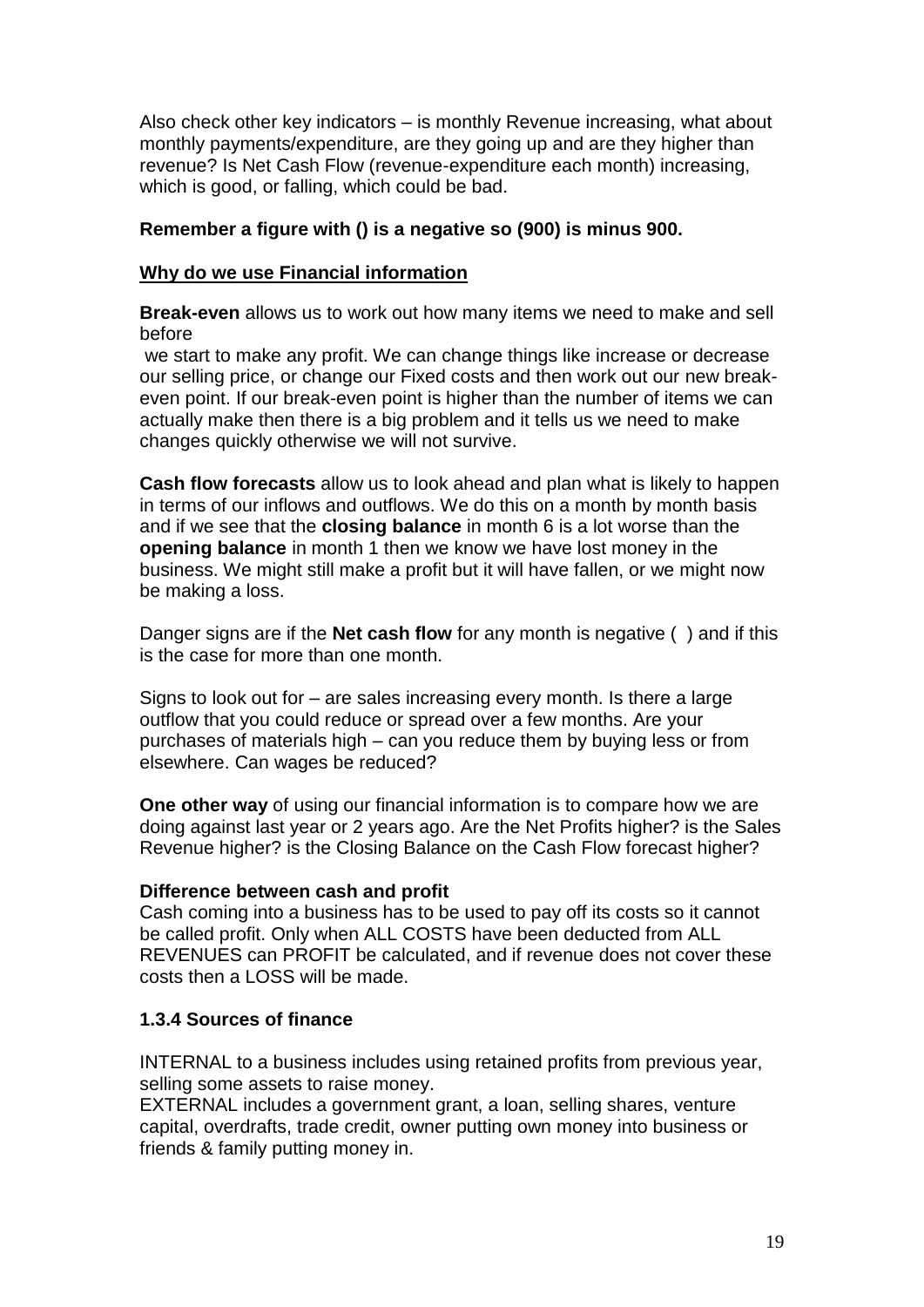Also check other key indicators – is monthly Revenue increasing, what about monthly payments/expenditure, are they going up and are they higher than revenue? Is Net Cash Flow (revenue-expenditure each month) increasing, which is good, or falling, which could be bad.

**Remember a figure with () is a negative so (900) is minus 900.**

## Why do we use Financial information

**Break-even** allows us to work out how many items we need to make and sell before
we start to make any profit. We can change things like increase or decrease our selling price, or change our Fixed costs and then work out our new break-even point. If our break-even point is higher than the number of items we can actually make then there is a big problem and it tells us we need to make changes quickly otherwise we will not survive.

**Cash flow forecasts** allow us to look ahead and plan what is likely to happen in terms of our inflows and outflows. We do this on a month by month basis and if we see that the **closing balance** in month 6 is a lot worse than the **opening balance** in month 1 then we know we have lost money in the business. We might still make a profit but it will have fallen, or we might now be making a loss.

Danger signs are if the **Net cash flow** for any month is negative ( ) and if this is the case for more than one month.

Signs to look out for – are sales increasing every month. Is there a large outflow that you could reduce or spread over a few months. Are your purchases of materials high – can you reduce them by buying less or from elsewhere. Can wages be reduced?

**One other way** of using our financial information is to compare how we are doing against last year or 2 years ago. Are the Net Profits higher? is the Sales Revenue higher? is the Closing Balance on the Cash Flow forecast higher?

### Difference between cash and profit

Cash coming into a business has to be used to pay off its costs so it cannot be called profit. Only when ALL COSTS have been deducted from ALL REVENUES can PROFIT be calculated, and if revenue does not cover these costs then a LOSS will be made.

### 1.3.4 Sources of finance

INTERNAL to a business includes using retained profits from previous year, selling some assets to raise money.
EXTERNAL includes a government grant, a loan, selling shares, venture capital, overdrafts, trade credit, owner putting own money into business or friends & family putting money in.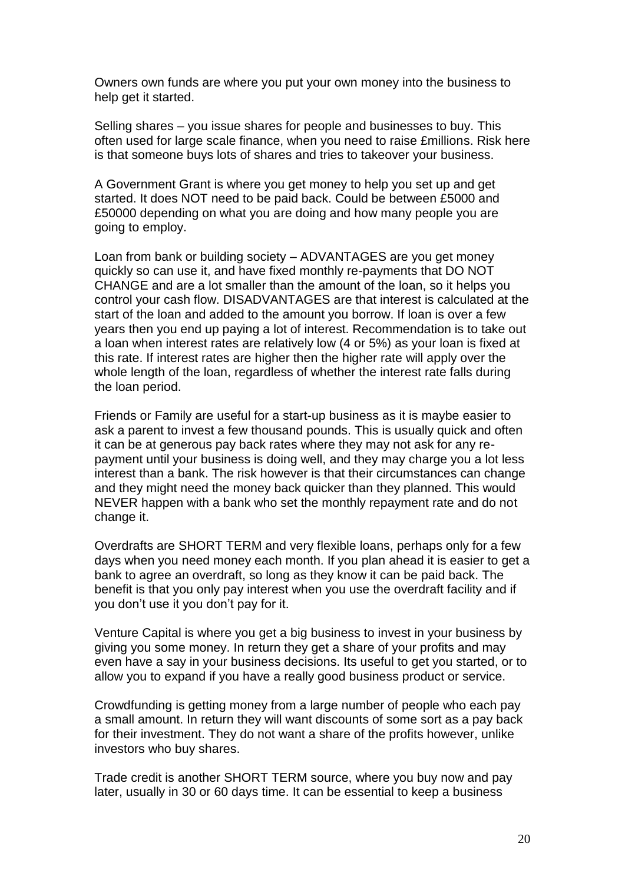Owners own funds are where you put your own money into the business to help get it started.

Selling shares – you issue shares for people and businesses to buy. This often used for large scale finance, when you need to raise £millions. Risk here is that someone buys lots of shares and tries to takeover your business.

A Government Grant is where you get money to help you set up and get started. It does NOT need to be paid back. Could be between £5000 and £50000 depending on what you are doing and how many people you are going to employ.

Loan from bank or building society – ADVANTAGES are you get money quickly so can use it, and have fixed monthly re-payments that DO NOT CHANGE and are a lot smaller than the amount of the loan, so it helps you control your cash flow. DISADVANTAGES are that interest is calculated at the start of the loan and added to the amount you borrow. If loan is over a few years then you end up paying a lot of interest. Recommendation is to take out a loan when interest rates are relatively low (4 or 5%) as your loan is fixed at this rate. If interest rates are higher then the higher rate will apply over the whole length of the loan, regardless of whether the interest rate falls during the loan period.

Friends or Family are useful for a start-up business as it is maybe easier to ask a parent to invest a few thousand pounds. This is usually quick and often it can be at generous pay back rates where they may not ask for any re-payment until your business is doing well, and they may charge you a lot less interest than a bank. The risk however is that their circumstances can change and they might need the money back quicker than they planned. This would NEVER happen with a bank who set the monthly repayment rate and do not change it.

Overdrafts are SHORT TERM and very flexible loans, perhaps only for a few days when you need money each month. If you plan ahead it is easier to get a bank to agree an overdraft, so long as they know it can be paid back. The benefit is that you only pay interest when you use the overdraft facility and if you don't use it you don't pay for it.

Venture Capital is where you get a big business to invest in your business by giving you some money. In return they get a share of your profits and may even have a say in your business decisions. Its useful to get you started, or to allow you to expand if you have a really good business product or service.

Crowdfunding is getting money from a large number of people who each pay a small amount. In return they will want discounts of some sort as a pay back for their investment. They do not want a share of the profits however, unlike investors who buy shares.

Trade credit is another SHORT TERM source, where you buy now and pay later, usually in 30 or 60 days time. It can be essential to keep a business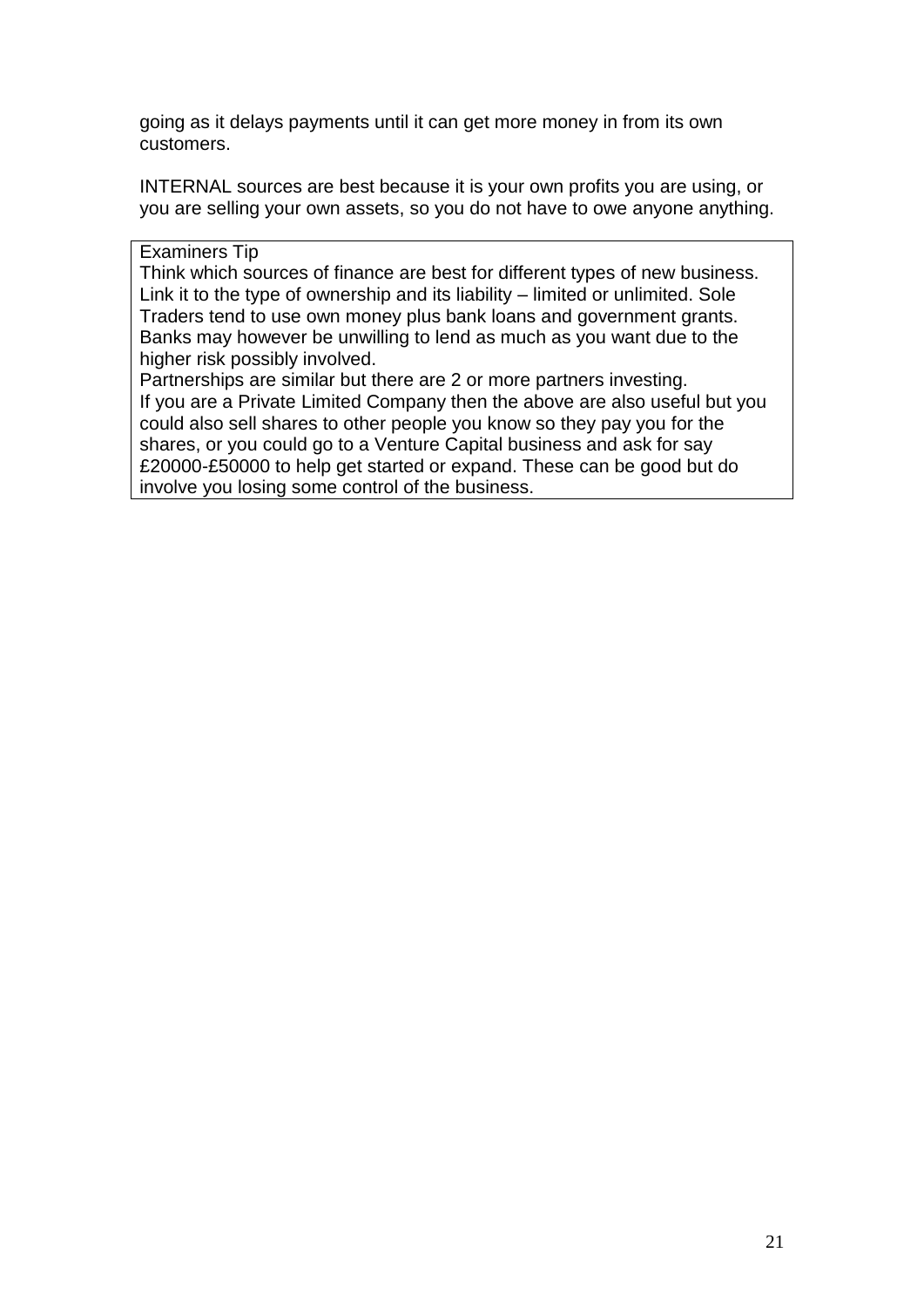going as it delays payments until it can get more money in from its own customers.

INTERNAL sources are best because it is your own profits you are using, or you are selling your own assets, so you do not have to owe anyone anything.

> **Examiners Tip**
>
> Think which sources of finance are best for different types of new business. Link it to the type of ownership and its liability – limited or unlimited. Sole Traders tend to use own money plus bank loans and government grants. Banks may however be unwilling to lend as much as you want due to the higher risk possibly involved.
>
> Partnerships are similar but there are 2 or more partners investing.
>
> If you are a Private Limited Company then the above are also useful but you could also sell shares to other people you know so they pay you for the shares, or you could go to a Venture Capital business and ask for say £20000-£50000 to help get started or expand. These can be good but do involve you losing some control of the business.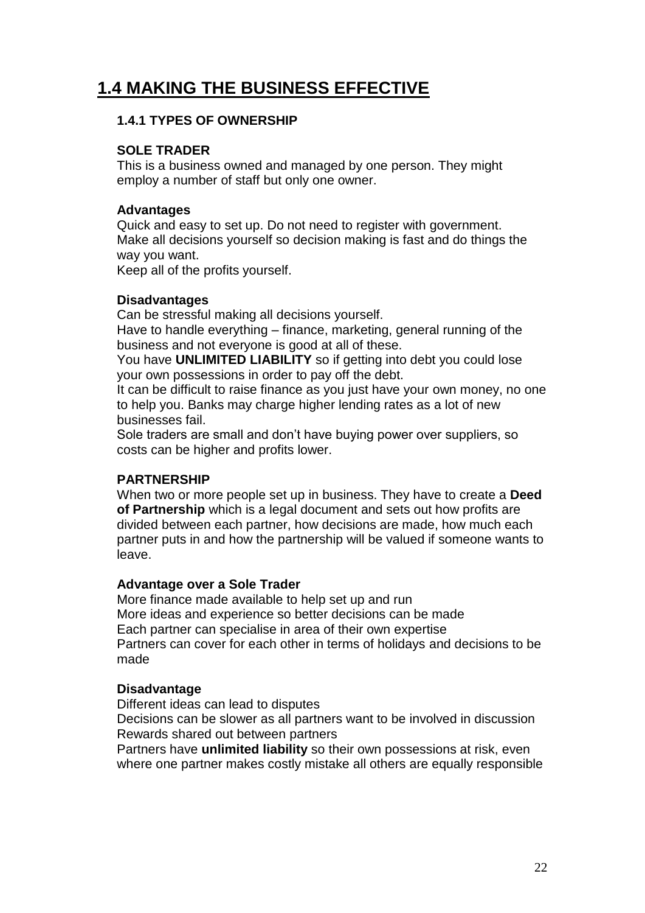# 1.4 MAKING THE BUSINESS EFFECTIVE

## 1.4.1 TYPES OF OWNERSHIP

### SOLE TRADER

This is a business owned and managed by one person. They might employ a number of staff but only one owner.

**Advantages**

Quick and easy to set up. Do not need to register with government.
Make all decisions yourself so decision making is fast and do things the way you want.
Keep all of the profits yourself.

**Disadvantages**

Can be stressful making all decisions yourself.
Have to handle everything – finance, marketing, general running of the business and not everyone is good at all of these.
You have **UNLIMITED LIABILITY** so if getting into debt you could lose your own possessions in order to pay off the debt.
It can be difficult to raise finance as you just have your own money, no one to help you. Banks may charge higher lending rates as a lot of new businesses fail.
Sole traders are small and don't have buying power over suppliers, so costs can be higher and profits lower.

### PARTNERSHIP

When two or more people set up in business. They have to create a **Deed of Partnership** which is a legal document and sets out how profits are divided between each partner, how decisions are made, how much each partner puts in and how the partnership will be valued if someone wants to leave.

**Advantage over a Sole Trader**

More finance made available to help set up and run
More ideas and experience so better decisions can be made
Each partner can specialise in area of their own expertise
Partners can cover for each other in terms of holidays and decisions to be made

**Disadvantage**

Different ideas can lead to disputes
Decisions can be slower as all partners want to be involved in discussion
Rewards shared out between partners
Partners have **unlimited liability** so their own possessions at risk, even where one partner makes costly mistake all others are equally responsible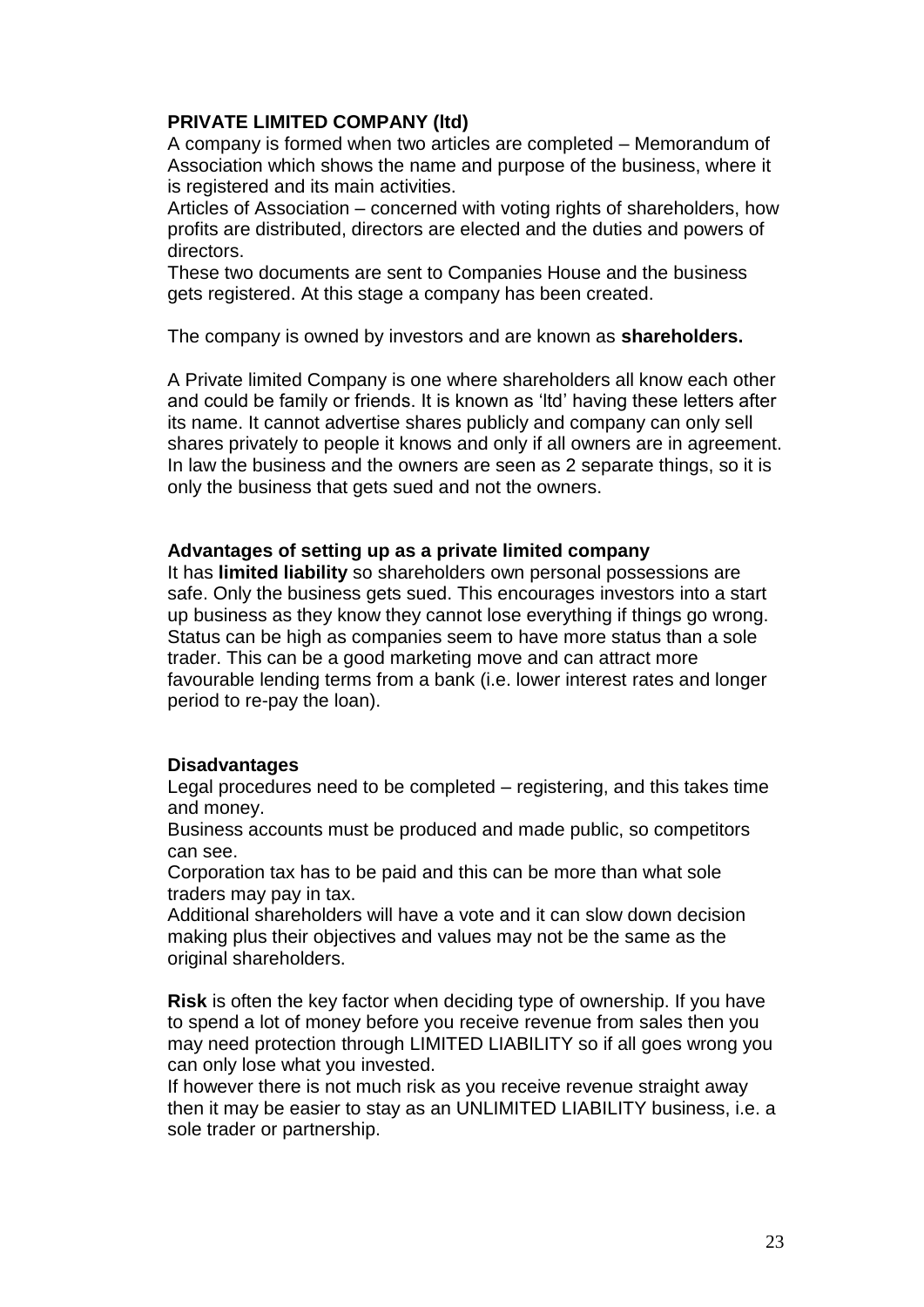**PRIVATE LIMITED COMPANY (ltd)**

A company is formed when two articles are completed – Memorandum of Association which shows the name and purpose of the business, where it is registered and its main activities.

Articles of Association – concerned with voting rights of shareholders, how profits are distributed, directors are elected and the duties and powers of directors.

These two documents are sent to Companies House and the business gets registered. At this stage a company has been created.

The company is owned by investors and are known as **shareholders.**

A Private limited Company is one where shareholders all know each other and could be family or friends. It is known as 'ltd' having these letters after its name. It cannot advertise shares publicly and company can only sell shares privately to people it knows and only if all owners are in agreement. In law the business and the owners are seen as 2 separate things, so it is only the business that gets sued and not the owners.

**Advantages of setting up as a private limited company**

It has **limited liability** so shareholders own personal possessions are safe. Only the business gets sued. This encourages investors into a start up business as they know they cannot lose everything if things go wrong. Status can be high as companies seem to have more status than a sole trader. This can be a good marketing move and can attract more favourable lending terms from a bank (i.e. lower interest rates and longer period to re-pay the loan).

**Disadvantages**

Legal procedures need to be completed – registering, and this takes time and money.

Business accounts must be produced and made public, so competitors can see.

Corporation tax has to be paid and this can be more than what sole traders may pay in tax.

Additional shareholders will have a vote and it can slow down decision making plus their objectives and values may not be the same as the original shareholders.

**Risk** is often the key factor when deciding type of ownership. If you have to spend a lot of money before you receive revenue from sales then you may need protection through LIMITED LIABILITY so if all goes wrong you can only lose what you invested.

If however there is not much risk as you receive revenue straight away then it may be easier to stay as an UNLIMITED LIABILITY business, i.e. a sole trader or partnership.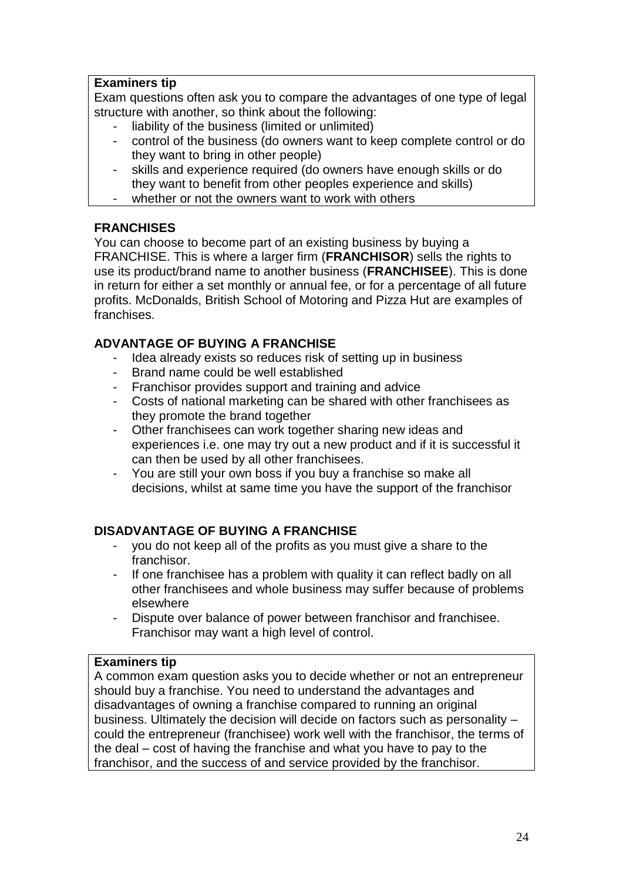**Examiners tip**
Exam questions often ask you to compare the advantages of one type of legal structure with another, so think about the following:

- liability of the business (limited or unlimited)
- control of the business (do owners want to keep complete control or do they want to bring in other people)
- skills and experience required (do owners have enough skills or do they want to benefit from other peoples experience and skills)
- whether or not the owners want to work with others

## FRANCHISES

You can choose to become part of an existing business by buying a FRANCHISE. This is where a larger firm (**FRANCHISOR**) sells the rights to use its product/brand name to another business (**FRANCHISEE**). This is done in return for either a set monthly or annual fee, or for a percentage of all future profits. McDonalds, British School of Motoring and Pizza Hut are examples of franchises.

## ADVANTAGE OF BUYING A FRANCHISE

- Idea already exists so reduces risk of setting up in business
- Brand name could be well established
- Franchisor provides support and training and advice
- Costs of national marketing can be shared with other franchisees as they promote the brand together
- Other franchisees can work together sharing new ideas and experiences i.e. one may try out a new product and if it is successful it can then be used by all other franchisees.
- You are still your own boss if you buy a franchise so make all decisions, whilst at same time you have the support of the franchisor

## DISADVANTAGE OF BUYING A FRANCHISE

- you do not keep all of the profits as you must give a share to the franchisor.
- If one franchisee has a problem with quality it can reflect badly on all other franchisees and whole business may suffer because of problems elsewhere
- Dispute over balance of power between franchisor and franchisee. Franchisor may want a high level of control.

**Examiners tip**
A common exam question asks you to decide whether or not an entrepreneur should buy a franchise. You need to understand the advantages and disadvantages of owning a franchise compared to running an original business. Ultimately the decision will decide on factors such as personality – could the entrepreneur (franchisee) work well with the franchisor, the terms of the deal – cost of having the franchise and what you have to pay to the franchisor, and the success of and service provided by the franchisor.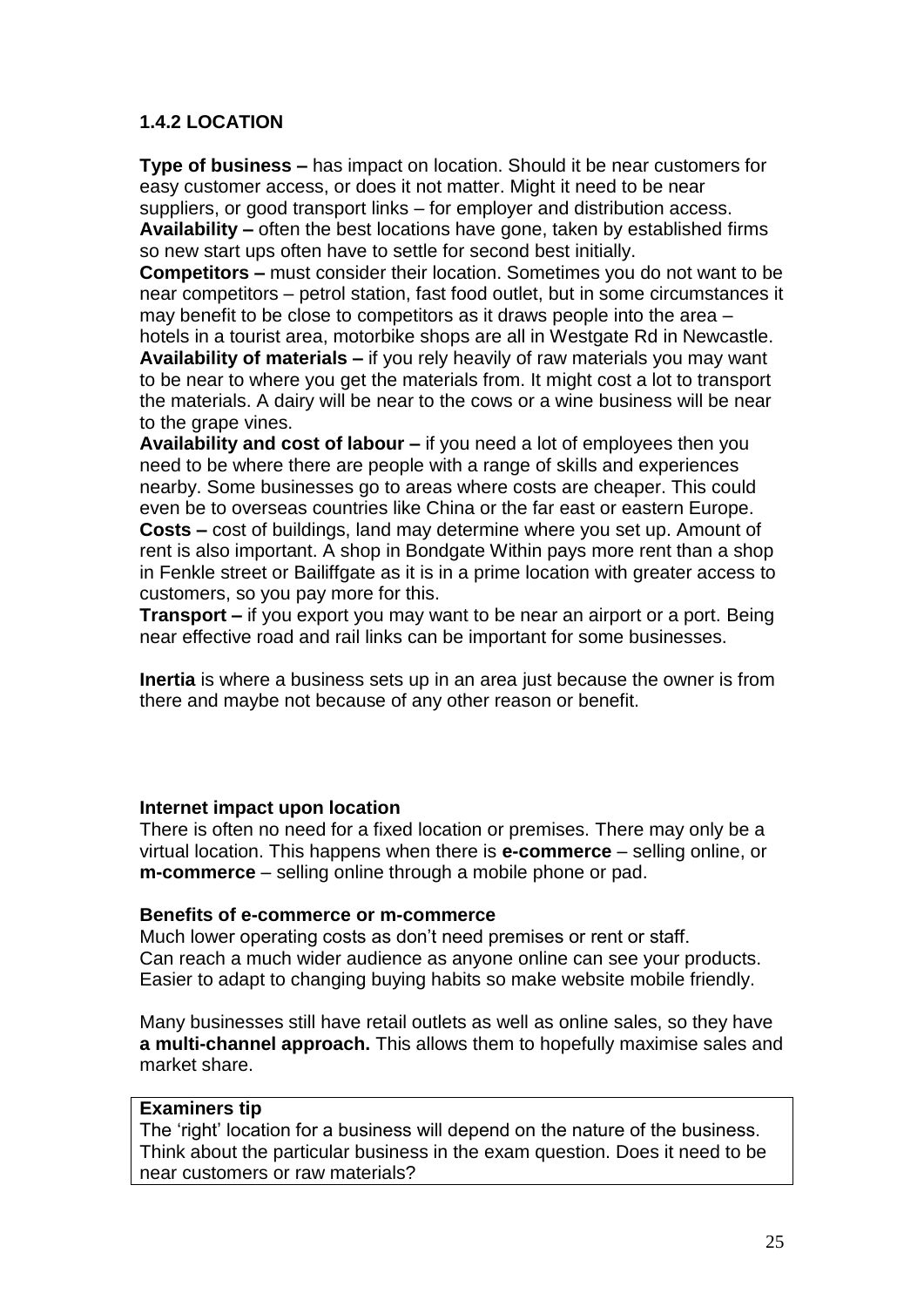### 1.4.2 LOCATION

**Type of business –** has impact on location. Should it be near customers for easy customer access, or does it not matter. Might it need to be near suppliers, or good transport links – for employer and distribution access.
**Availability –** often the best locations have gone, taken by established firms so new start ups often have to settle for second best initially.
**Competitors –** must consider their location. Sometimes you do not want to be near competitors – petrol station, fast food outlet, but in some circumstances it may benefit to be close to competitors as it draws people into the area – hotels in a tourist area, motorbike shops are all in Westgate Rd in Newcastle.
**Availability of materials –** if you rely heavily of raw materials you may want to be near to where you get the materials from. It might cost a lot to transport the materials. A dairy will be near to the cows or a wine business will be near to the grape vines.
**Availability and cost of labour –** if you need a lot of employees then you need to be where there are people with a range of skills and experiences nearby. Some businesses go to areas where costs are cheaper. This could even be to overseas countries like China or the far east or eastern Europe.
**Costs –** cost of buildings, land may determine where you set up. Amount of rent is also important. A shop in Bondgate Within pays more rent than a shop in Fenkle street or Bailiffgate as it is in a prime location with greater access to customers, so you pay more for this.
**Transport –** if you export you may want to be near an airport or a port. Being near effective road and rail links can be important for some businesses.

**Inertia** is where a business sets up in an area just because the owner is from there and maybe not because of any other reason or benefit.

**Internet impact upon location**
There is often no need for a fixed location or premises. There may only be a virtual location. This happens when there is **e-commerce** – selling online, or **m-commerce** – selling online through a mobile phone or pad.

**Benefits of e-commerce or m-commerce**
Much lower operating costs as don't need premises or rent or staff.
Can reach a much wider audience as anyone online can see your products.
Easier to adapt to changing buying habits so make website mobile friendly.

Many businesses still have retail outlets as well as online sales, so they have **a multi-channel approach.** This allows them to hopefully maximise sales and market share.

**Examiners tip**
The 'right' location for a business will depend on the nature of the business. Think about the particular business in the exam question. Does it need to be near customers or raw materials?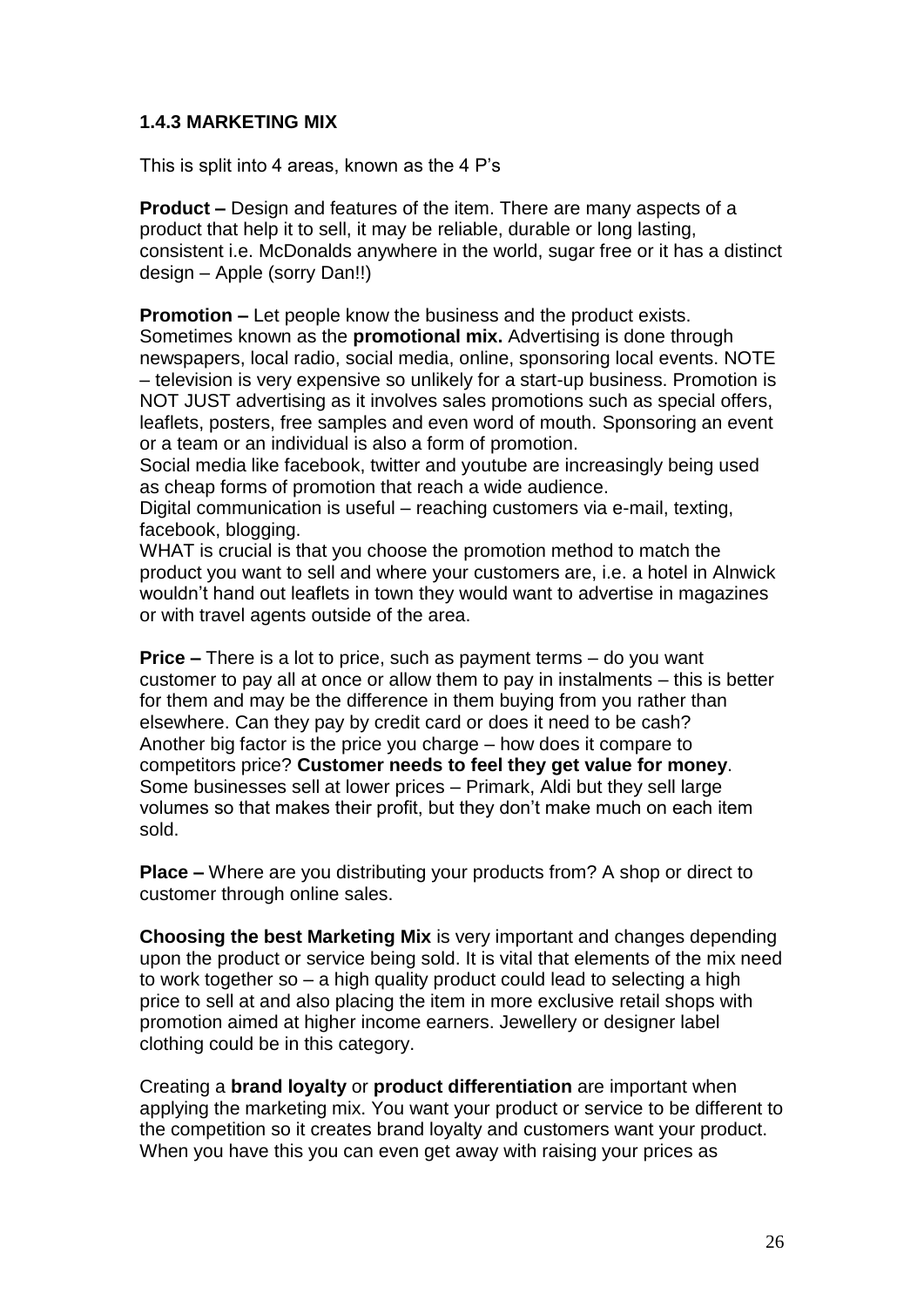### 1.4.3 MARKETING MIX

This is split into 4 areas, known as the 4 P's

**Product –** Design and features of the item. There are many aspects of a product that help it to sell, it may be reliable, durable or long lasting, consistent i.e. McDonalds anywhere in the world, sugar free or it has a distinct design – Apple (sorry Dan!!)

**Promotion –** Let people know the business and the product exists. Sometimes known as the **promotional mix.** Advertising is done through newspapers, local radio, social media, online, sponsoring local events. NOTE – television is very expensive so unlikely for a start-up business. Promotion is NOT JUST advertising as it involves sales promotions such as special offers, leaflets, posters, free samples and even word of mouth. Sponsoring an event or a team or an individual is also a form of promotion.
Social media like facebook, twitter and youtube are increasingly being used as cheap forms of promotion that reach a wide audience.
Digital communication is useful – reaching customers via e-mail, texting, facebook, blogging.
WHAT is crucial is that you choose the promotion method to match the product you want to sell and where your customers are, i.e. a hotel in Alnwick wouldn't hand out leaflets in town they would want to advertise in magazines or with travel agents outside of the area.

**Price –** There is a lot to price, such as payment terms – do you want customer to pay all at once or allow them to pay in instalments – this is better for them and may be the difference in them buying from you rather than elsewhere. Can they pay by credit card or does it need to be cash?
Another big factor is the price you charge – how does it compare to competitors price? **Customer needs to feel they get value for money**. Some businesses sell at lower prices – Primark, Aldi but they sell large volumes so that makes their profit, but they don't make much on each item sold.

**Place –** Where are you distributing your products from? A shop or direct to customer through online sales.

**Choosing the best Marketing Mix** is very important and changes depending upon the product or service being sold. It is vital that elements of the mix need to work together so – a high quality product could lead to selecting a high price to sell at and also placing the item in more exclusive retail shops with promotion aimed at higher income earners. Jewellery or designer label clothing could be in this category.

Creating a **brand loyalty** or **product differentiation** are important when applying the marketing mix. You want your product or service to be different to the competition so it creates brand loyalty and customers want your product. When you have this you can even get away with raising your prices as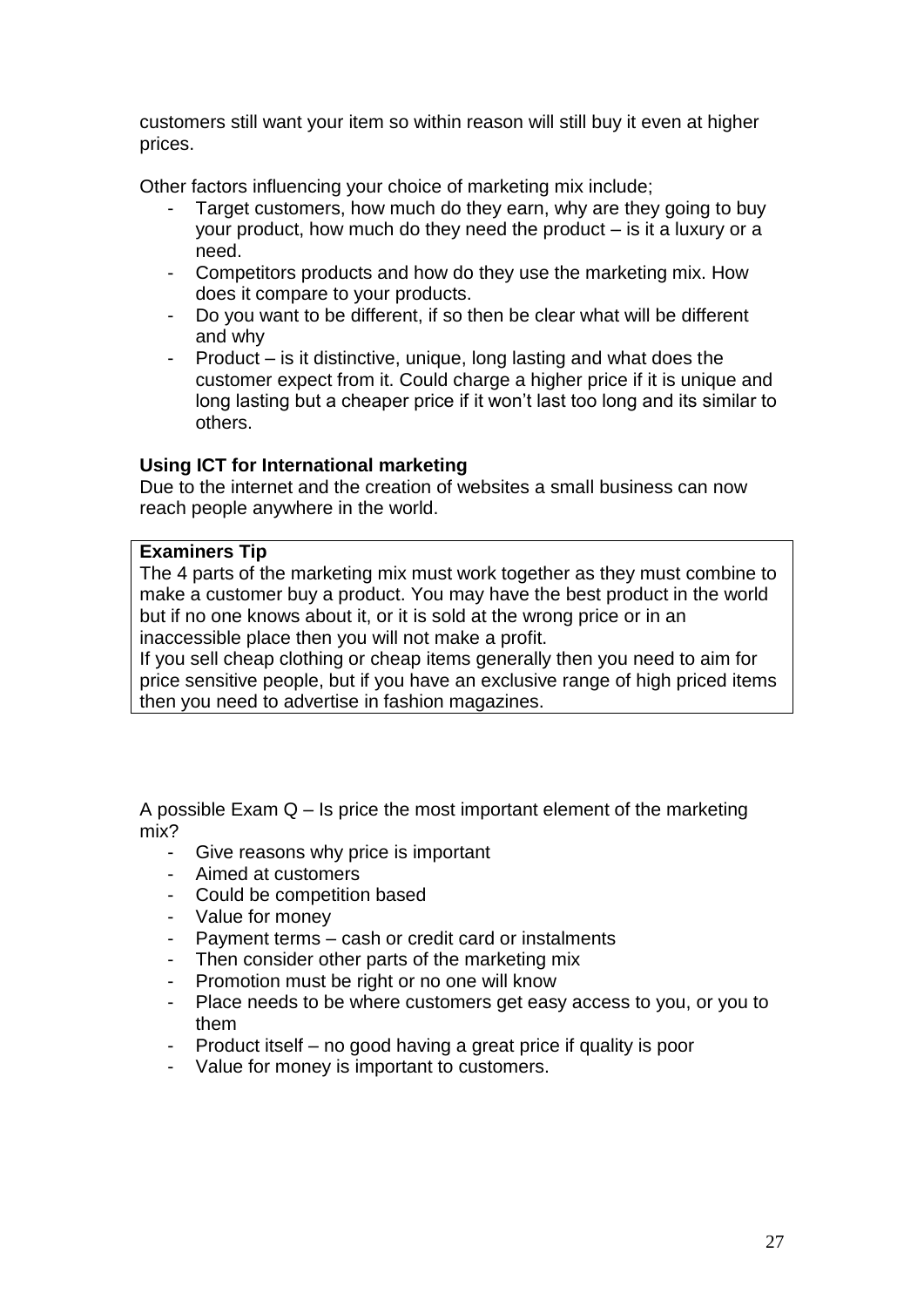customers still want your item so within reason will still buy it even at higher prices.

Other factors influencing your choice of marketing mix include;

- Target customers, how much do they earn, why are they going to buy your product, how much do they need the product – is it a luxury or a need.
- Competitors products and how do they use the marketing mix. How does it compare to your products.
- Do you want to be different, if so then be clear what will be different and why
- Product – is it distinctive, unique, long lasting and what does the customer expect from it. Could charge a higher price if it is unique and long lasting but a cheaper price if it won't last too long and its similar to others.

**Using ICT for International marketing**

Due to the internet and the creation of websites a small business can now reach people anywhere in the world.

**Examiners Tip**

The 4 parts of the marketing mix must work together as they must combine to make a customer buy a product. You may have the best product in the world but if no one knows about it, or it is sold at the wrong price or in an inaccessible place then you will not make a profit.

If you sell cheap clothing or cheap items generally then you need to aim for price sensitive people, but if you have an exclusive range of high priced items then you need to advertise in fashion magazines.

A possible Exam Q – Is price the most important element of the marketing mix?

- Give reasons why price is important
- Aimed at customers
- Could be competition based
- Value for money
- Payment terms – cash or credit card or instalments
- Then consider other parts of the marketing mix
- Promotion must be right or no one will know
- Place needs to be where customers get easy access to you, or you to them
- Product itself – no good having a great price if quality is poor
- Value for money is important to customers.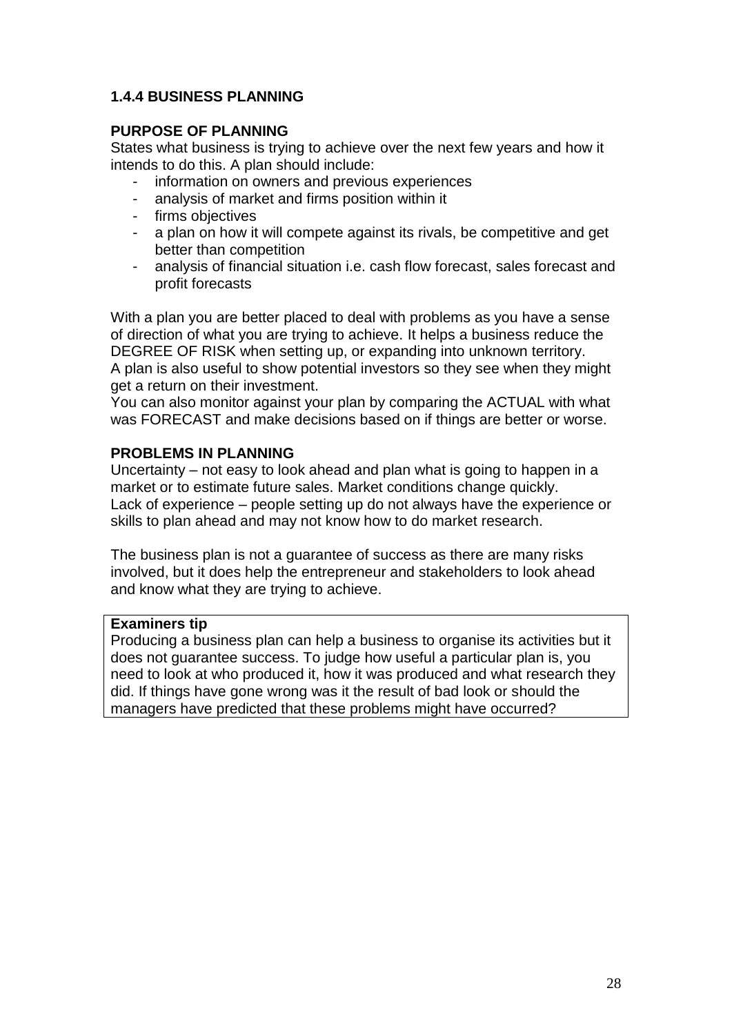### 1.4.4 BUSINESS PLANNING

**PURPOSE OF PLANNING**

States what business is trying to achieve over the next few years and how it intends to do this. A plan should include:

- information on owners and previous experiences
- analysis of market and firms position within it
- firms objectives
- a plan on how it will compete against its rivals, be competitive and get better than competition
- analysis of financial situation i.e. cash flow forecast, sales forecast and profit forecasts

With a plan you are better placed to deal with problems as you have a sense of direction of what you are trying to achieve. It helps a business reduce the DEGREE OF RISK when setting up, or expanding into unknown territory.
A plan is also useful to show potential investors so they see when they might get a return on their investment.
You can also monitor against your plan by comparing the ACTUAL with what was FORECAST and make decisions based on if things are better or worse.

**PROBLEMS IN PLANNING**

Uncertainty – not easy to look ahead and plan what is going to happen in a market or to estimate future sales. Market conditions change quickly.
Lack of experience – people setting up do not always have the experience or skills to plan ahead and may not know how to do market research.

The business plan is not a guarantee of success as there are many risks involved, but it does help the entrepreneur and stakeholders to look ahead and know what they are trying to achieve.

**Examiners tip**
Producing a business plan can help a business to organise its activities but it does not guarantee success. To judge how useful a particular plan is, you need to look at who produced it, how it was produced and what research they did. If things have gone wrong was it the result of bad look or should the managers have predicted that these problems might have occurred?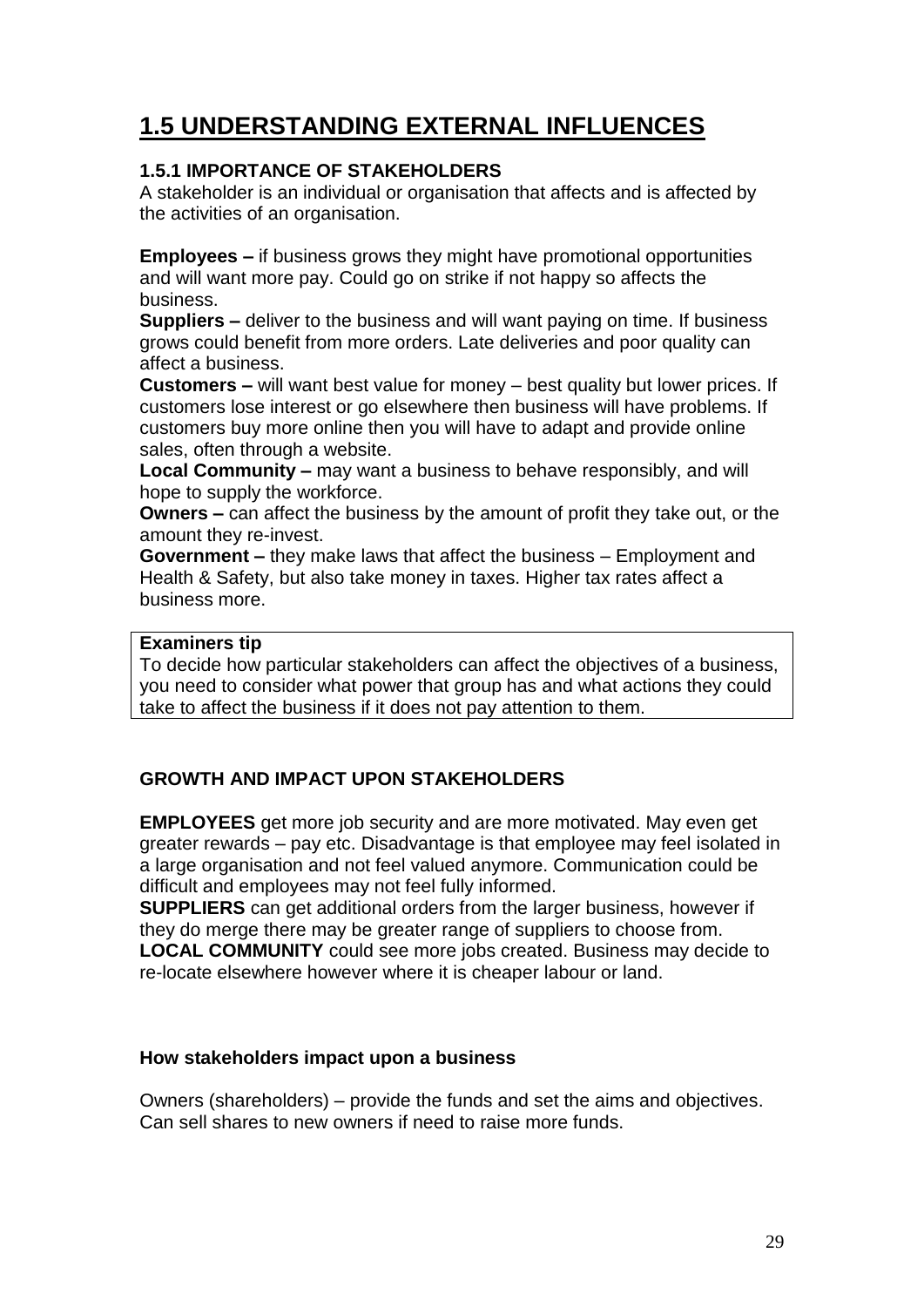# 1.5 UNDERSTANDING EXTERNAL INFLUENCES

### 1.5.1 IMPORTANCE OF STAKEHOLDERS

A stakeholder is an individual or organisation that affects and is affected by the activities of an organisation.

**Employees –** if business grows they might have promotional opportunities and will want more pay. Could go on strike if not happy so affects the business.
**Suppliers –** deliver to the business and will want paying on time. If business grows could benefit from more orders. Late deliveries and poor quality can affect a business.
**Customers –** will want best value for money – best quality but lower prices. If customers lose interest or go elsewhere then business will have problems. If customers buy more online then you will have to adapt and provide online sales, often through a website.
**Local Community –** may want a business to behave responsibly, and will hope to supply the workforce.
**Owners –** can affect the business by the amount of profit they take out, or the amount they re-invest.
**Government –** they make laws that affect the business – Employment and Health & Safety, but also take money in taxes. Higher tax rates affect a business more.

> **Examiners tip**
> To decide how particular stakeholders can affect the objectives of a business, you need to consider what power that group has and what actions they could take to affect the business if it does not pay attention to them.

### GROWTH AND IMPACT UPON STAKEHOLDERS

**EMPLOYEES** get more job security and are more motivated. May even get greater rewards – pay etc. Disadvantage is that employee may feel isolated in a large organisation and not feel valued anymore. Communication could be difficult and employees may not feel fully informed.
**SUPPLIERS** can get additional orders from the larger business, however if they do merge there may be greater range of suppliers to choose from.
**LOCAL COMMUNITY** could see more jobs created. Business may decide to re-locate elsewhere however where it is cheaper labour or land.

### How stakeholders impact upon a business

Owners (shareholders) – provide the funds and set the aims and objectives. Can sell shares to new owners if need to raise more funds.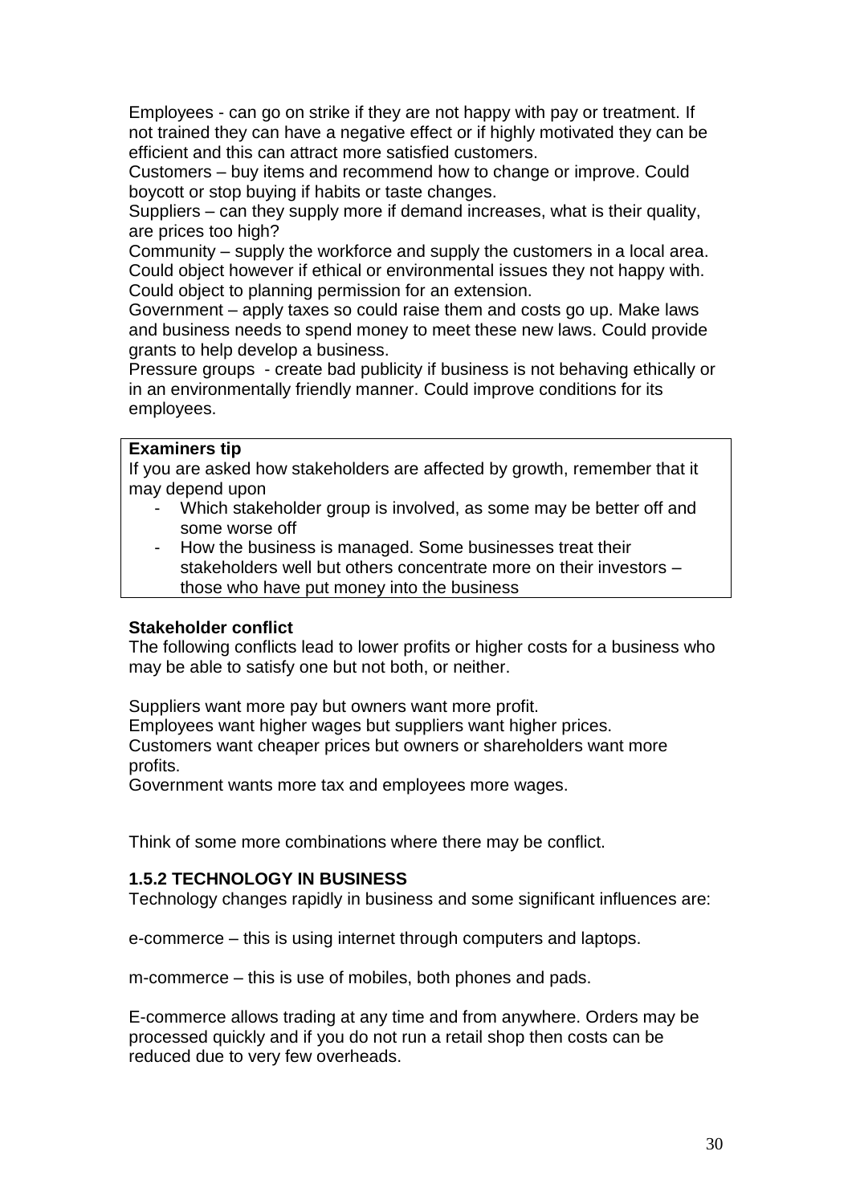Employees - can go on strike if they are not happy with pay or treatment. If not trained they can have a negative effect or if highly motivated they can be efficient and this can attract more satisfied customers.
Customers – buy items and recommend how to change or improve. Could boycott or stop buying if habits or taste changes.
Suppliers – can they supply more if demand increases, what is their quality, are prices too high?
Community – supply the workforce and supply the customers in a local area. Could object however if ethical or environmental issues they not happy with. Could object to planning permission for an extension.
Government – apply taxes so could raise them and costs go up. Make laws and business needs to spend money to meet these new laws. Could provide grants to help develop a business.
Pressure groups - create bad publicity if business is not behaving ethically or in an environmentally friendly manner. Could improve conditions for its employees.

> **Examiners tip**
> If you are asked how stakeholders are affected by growth, remember that it may depend upon
> - Which stakeholder group is involved, as some may be better off and some worse off
> - How the business is managed. Some businesses treat their stakeholders well but others concentrate more on their investors – those who have put money into the business

**Stakeholder conflict**
The following conflicts lead to lower profits or higher costs for a business who may be able to satisfy one but not both, or neither.

Suppliers want more pay but owners want more profit.
Employees want higher wages but suppliers want higher prices.
Customers want cheaper prices but owners or shareholders want more profits.
Government wants more tax and employees more wages.

Think of some more combinations where there may be conflict.

### 1.5.2 TECHNOLOGY IN BUSINESS

Technology changes rapidly in business and some significant influences are:

e-commerce – this is using internet through computers and laptops.

m-commerce – this is use of mobiles, both phones and pads.

E-commerce allows trading at any time and from anywhere. Orders may be processed quickly and if you do not run a retail shop then costs can be reduced due to very few overheads.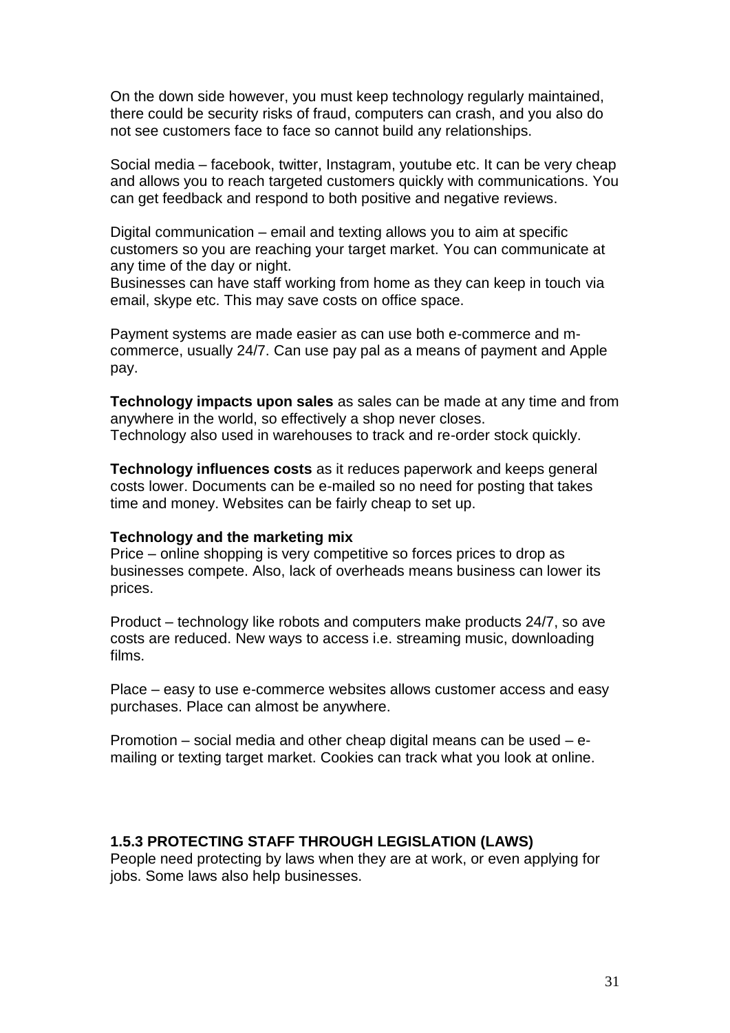On the down side however, you must keep technology regularly maintained, there could be security risks of fraud, computers can crash, and you also do not see customers face to face so cannot build any relationships.

Social media – facebook, twitter, Instagram, youtube etc. It can be very cheap and allows you to reach targeted customers quickly with communications. You can get feedback and respond to both positive and negative reviews.

Digital communication – email and texting allows you to aim at specific customers so you are reaching your target market. You can communicate at any time of the day or night.
Businesses can have staff working from home as they can keep in touch via email, skype etc. This may save costs on office space.

Payment systems are made easier as can use both e-commerce and m-commerce, usually 24/7. Can use pay pal as a means of payment and Apple pay.

**Technology impacts upon sales** as sales can be made at any time and from anywhere in the world, so effectively a shop never closes.
Technology also used in warehouses to track and re-order stock quickly.

**Technology influences costs** as it reduces paperwork and keeps general costs lower. Documents can be e-mailed so no need for posting that takes time and money. Websites can be fairly cheap to set up.

**Technology and the marketing mix**
Price – online shopping is very competitive so forces prices to drop as businesses compete. Also, lack of overheads means business can lower its prices.

Product – technology like robots and computers make products 24/7, so ave costs are reduced. New ways to access i.e. streaming music, downloading films.

Place – easy to use e-commerce websites allows customer access and easy purchases. Place can almost be anywhere.

Promotion – social media and other cheap digital means can be used – e-mailing or texting target market. Cookies can track what you look at online.

### 1.5.3 PROTECTING STAFF THROUGH LEGISLATION (LAWS)

People need protecting by laws when they are at work, or even applying for jobs. Some laws also help businesses.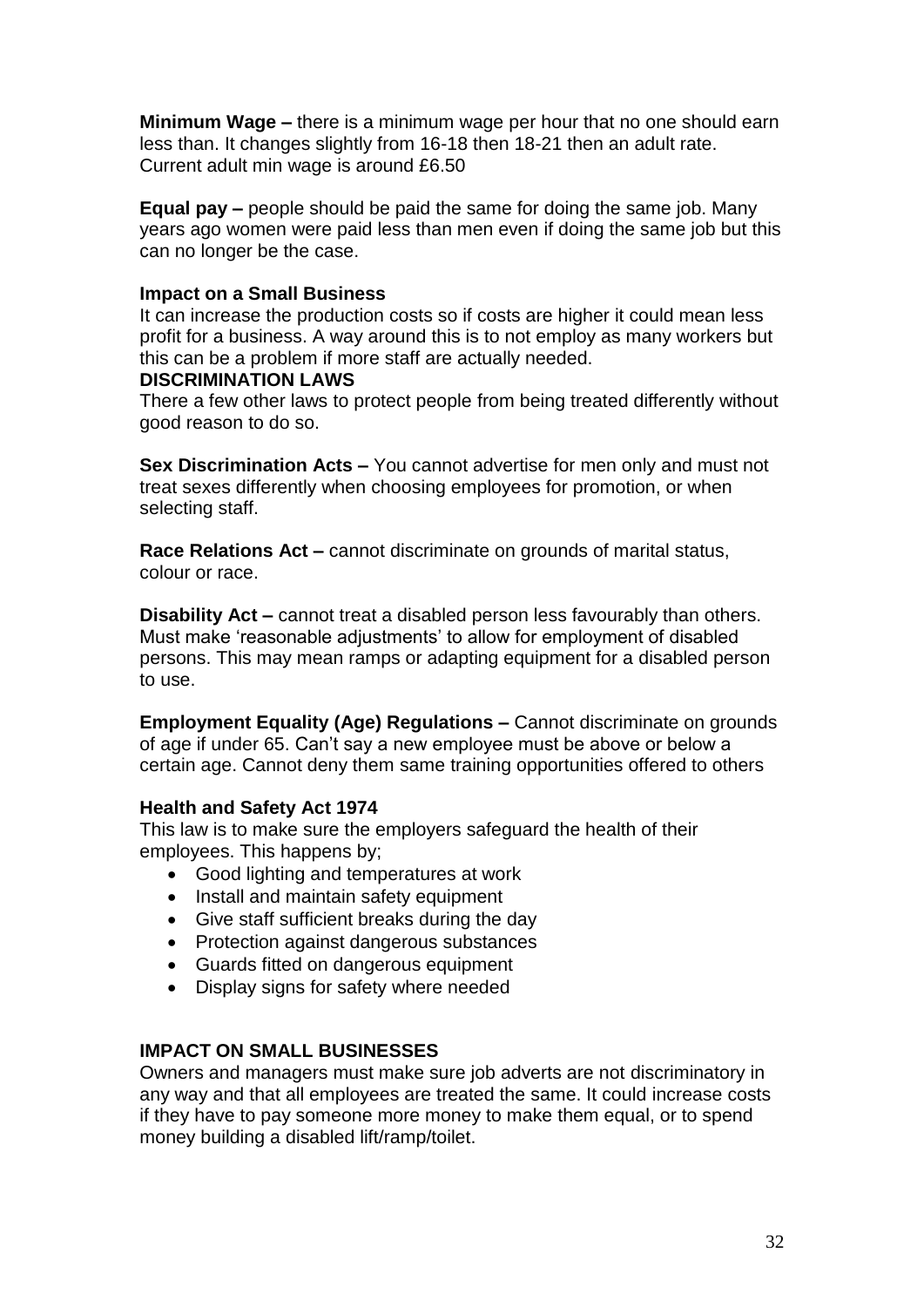**Minimum Wage –** there is a minimum wage per hour that no one should earn less than. It changes slightly from 16-18 then 18-21 then an adult rate. Current adult min wage is around £6.50

**Equal pay –** people should be paid the same for doing the same job. Many years ago women were paid less than men even if doing the same job but this can no longer be the case.

**Impact on a Small Business**

It can increase the production costs so if costs are higher it could mean less profit for a business. A way around this is to not employ as many workers but this can be a problem if more staff are actually needed.

**DISCRIMINATION LAWS**

There a few other laws to protect people from being treated differently without good reason to do so.

**Sex Discrimination Acts –** You cannot advertise for men only and must not treat sexes differently when choosing employees for promotion, or when selecting staff.

**Race Relations Act –** cannot discriminate on grounds of marital status, colour or race.

**Disability Act –** cannot treat a disabled person less favourably than others. Must make 'reasonable adjustments' to allow for employment of disabled persons. This may mean ramps or adapting equipment for a disabled person to use.

**Employment Equality (Age) Regulations –** Cannot discriminate on grounds of age if under 65. Can't say a new employee must be above or below a certain age. Cannot deny them same training opportunities offered to others

**Health and Safety Act 1974**

This law is to make sure the employers safeguard the health of their employees. This happens by;

- Good lighting and temperatures at work
- Install and maintain safety equipment
- Give staff sufficient breaks during the day
- Protection against dangerous substances
- Guards fitted on dangerous equipment
- Display signs for safety where needed

**IMPACT ON SMALL BUSINESSES**

Owners and managers must make sure job adverts are not discriminatory in any way and that all employees are treated the same. It could increase costs if they have to pay someone more money to make them equal, or to spend money building a disabled lift/ramp/toilet.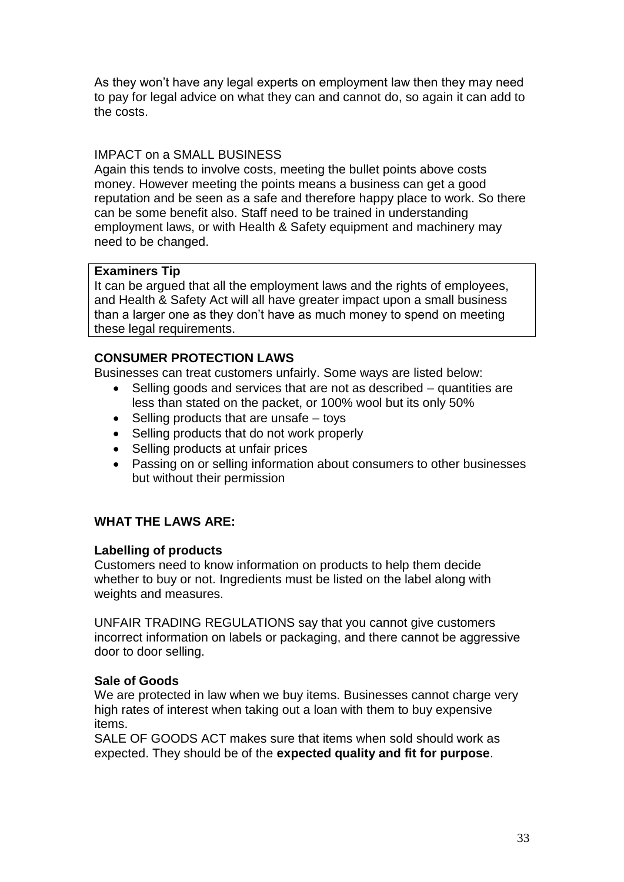As they won't have any legal experts on employment law then they may need to pay for legal advice on what they can and cannot do, so again it can add to the costs.

IMPACT on a SMALL BUSINESS
Again this tends to involve costs, meeting the bullet points above costs money. However meeting the points means a business can get a good reputation and be seen as a safe and therefore happy place to work. So there can be some benefit also. Staff need to be trained in understanding employment laws, or with Health & Safety equipment and machinery may need to be changed.

> **Examiners Tip**
> It can be argued that all the employment laws and the rights of employees, and Health & Safety Act will all have greater impact upon a small business than a larger one as they don't have as much money to spend on meeting these legal requirements.

**CONSUMER PROTECTION LAWS**

Businesses can treat customers unfairly. Some ways are listed below:

- Selling goods and services that are not as described – quantities are less than stated on the packet, or 100% wool but its only 50%
- Selling products that are unsafe – toys
- Selling products that do not work properly
- Selling products at unfair prices
- Passing on or selling information about consumers to other businesses but without their permission

**WHAT THE LAWS ARE:**

**Labelling of products**

Customers need to know information on products to help them decide whether to buy or not. Ingredients must be listed on the label along with weights and measures.

UNFAIR TRADING REGULATIONS say that you cannot give customers incorrect information on labels or packaging, and there cannot be aggressive door to door selling.

**Sale of Goods**

We are protected in law when we buy items. Businesses cannot charge very high rates of interest when taking out a loan with them to buy expensive items.
SALE OF GOODS ACT makes sure that items when sold should work as expected. They should be of the **expected quality and fit for purpose**.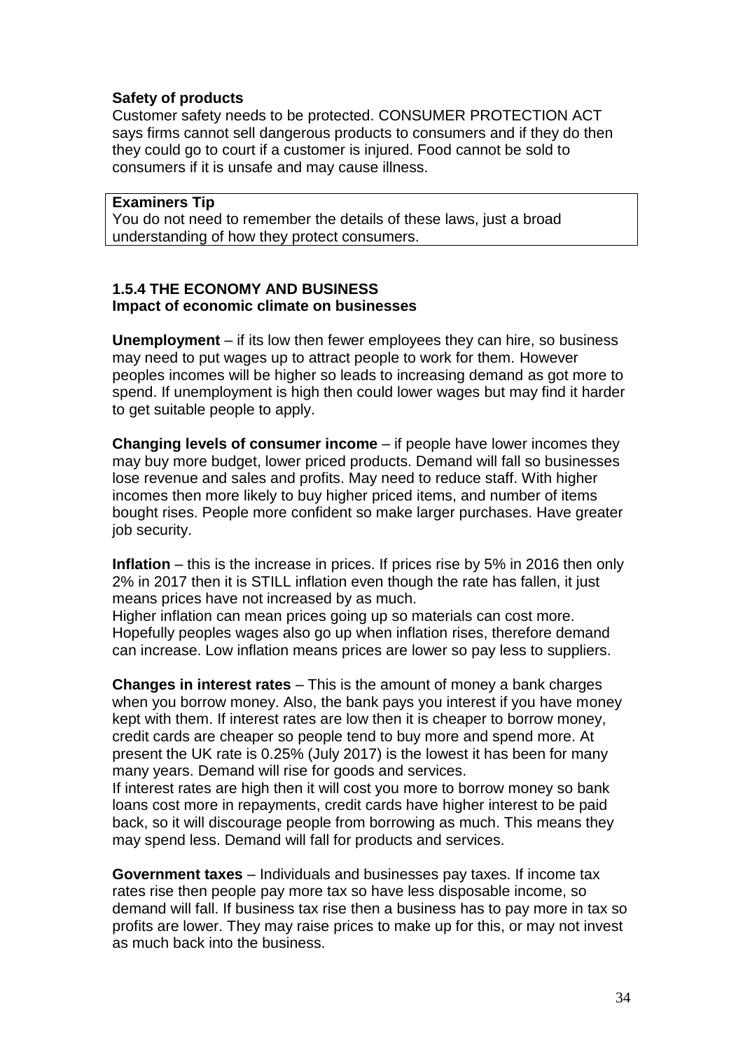**Safety of products**
Customer safety needs to be protected. CONSUMER PROTECTION ACT says firms cannot sell dangerous products to consumers and if they do then they could go to court if a customer is injured. Food cannot be sold to consumers if it is unsafe and may cause illness.

> **Examiners Tip**
> You do not need to remember the details of these laws, just a broad understanding of how they protect consumers.

## 1.5.4 THE ECONOMY AND BUSINESS

**Impact of economic climate on businesses**

**Unemployment** – if its low then fewer employees they can hire, so business may need to put wages up to attract people to work for them. However peoples incomes will be higher so leads to increasing demand as got more to spend. If unemployment is high then could lower wages but may find it harder to get suitable people to apply.

**Changing levels of consumer income** – if people have lower incomes they may buy more budget, lower priced products. Demand will fall so businesses lose revenue and sales and profits. May need to reduce staff. With higher incomes then more likely to buy higher priced items, and number of items bought rises. People more confident so make larger purchases. Have greater job security.

**Inflation** – this is the increase in prices. If prices rise by 5% in 2016 then only 2% in 2017 then it is STILL inflation even though the rate has fallen, it just means prices have not increased by as much.
Higher inflation can mean prices going up so materials can cost more. Hopefully peoples wages also go up when inflation rises, therefore demand can increase. Low inflation means prices are lower so pay less to suppliers.

**Changes in interest rates** – This is the amount of money a bank charges when you borrow money. Also, the bank pays you interest if you have money kept with them. If interest rates are low then it is cheaper to borrow money, credit cards are cheaper so people tend to buy more and spend more. At present the UK rate is 0.25% (July 2017) is the lowest it has been for many many years. Demand will rise for goods and services.
If interest rates are high then it will cost you more to borrow money so bank loans cost more in repayments, credit cards have higher interest to be paid back, so it will discourage people from borrowing as much. This means they may spend less. Demand will fall for products and services.

**Government taxes** – Individuals and businesses pay taxes. If income tax rates rise then people pay more tax so have less disposable income, so demand will fall. If business tax rise then a business has to pay more in tax so profits are lower. They may raise prices to make up for this, or may not invest as much back into the business.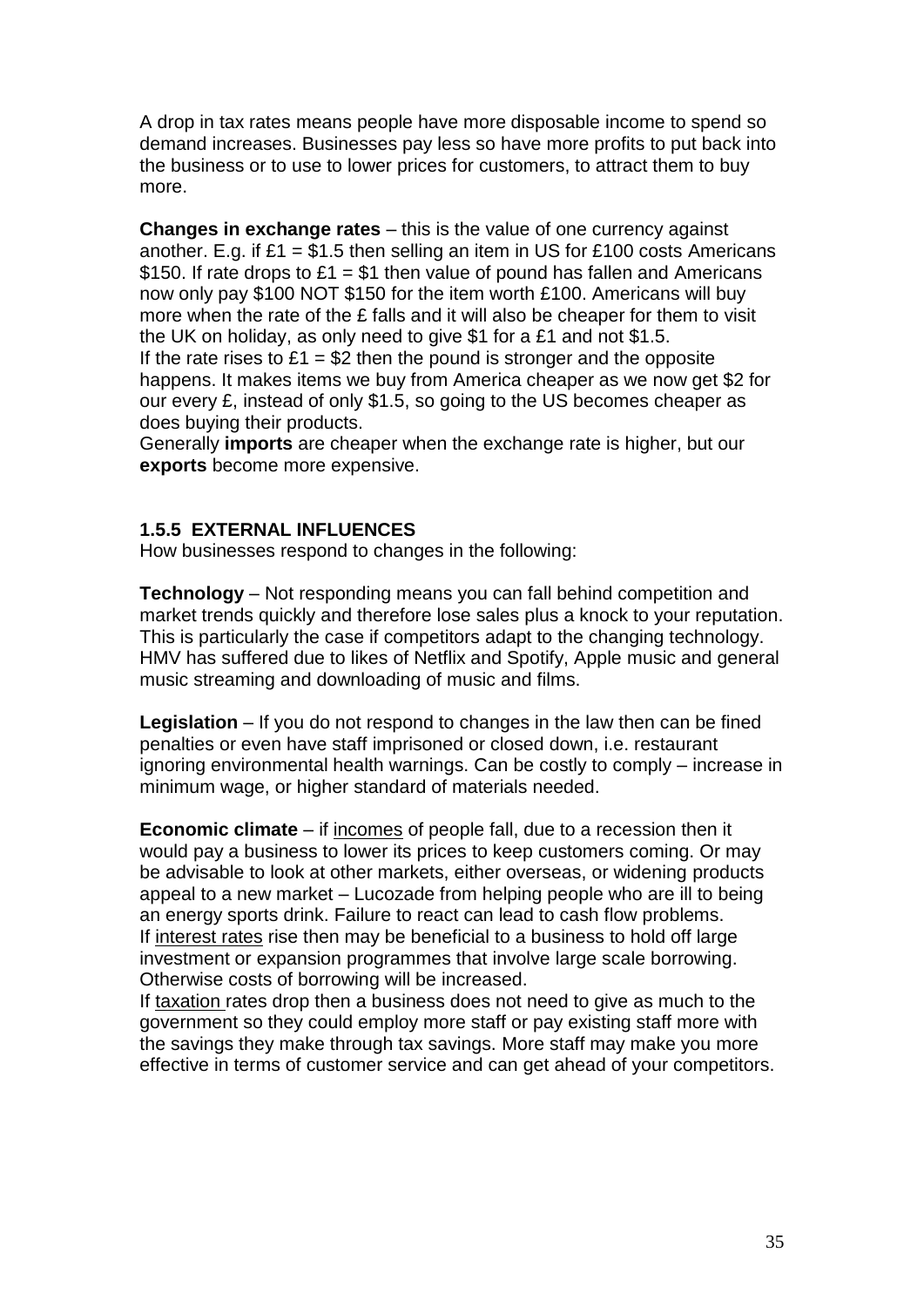A drop in tax rates means people have more disposable income to spend so demand increases. Businesses pay less so have more profits to put back into the business or to use to lower prices for customers, to attract them to buy more.

**Changes in exchange rates** – this is the value of one currency against another. E.g. if £1 = $1.5 then selling an item in US for £100 costs Americans $150. If rate drops to £1 = $1 then value of pound has fallen and Americans now only pay $100 NOT $150 for the item worth £100. Americans will buy more when the rate of the £ falls and it will also be cheaper for them to visit the UK on holiday, as only need to give $1 for a £1 and not $1.5.
If the rate rises to £1 = $2 then the pound is stronger and the opposite happens. It makes items we buy from America cheaper as we now get $2 for our every £, instead of only $1.5, so going to the US becomes cheaper as does buying their products.
Generally **imports** are cheaper when the exchange rate is higher, but our **exports** become more expensive.

### 1.5.5 EXTERNAL INFLUENCES

How businesses respond to changes in the following:

**Technology** – Not responding means you can fall behind competition and market trends quickly and therefore lose sales plus a knock to your reputation. This is particularly the case if competitors adapt to the changing technology. HMV has suffered due to likes of Netflix and Spotify, Apple music and general music streaming and downloading of music and films.

**Legislation** – If you do not respond to changes in the law then can be fined penalties or even have staff imprisoned or closed down, i.e. restaurant ignoring environmental health warnings. Can be costly to comply – increase in minimum wage, or higher standard of materials needed.

**Economic climate** – if incomes of people fall, due to a recession then it would pay a business to lower its prices to keep customers coming. Or may be advisable to look at other markets, either overseas, or widening products appeal to a new market – Lucozade from helping people who are ill to being an energy sports drink. Failure to react can lead to cash flow problems.
If interest rates rise then may be beneficial to a business to hold off large investment or expansion programmes that involve large scale borrowing. Otherwise costs of borrowing will be increased.
If taxation rates drop then a business does not need to give as much to the government so they could employ more staff or pay existing staff more with the savings they make through tax savings. More staff may make you more effective in terms of customer service and can get ahead of your competitors.